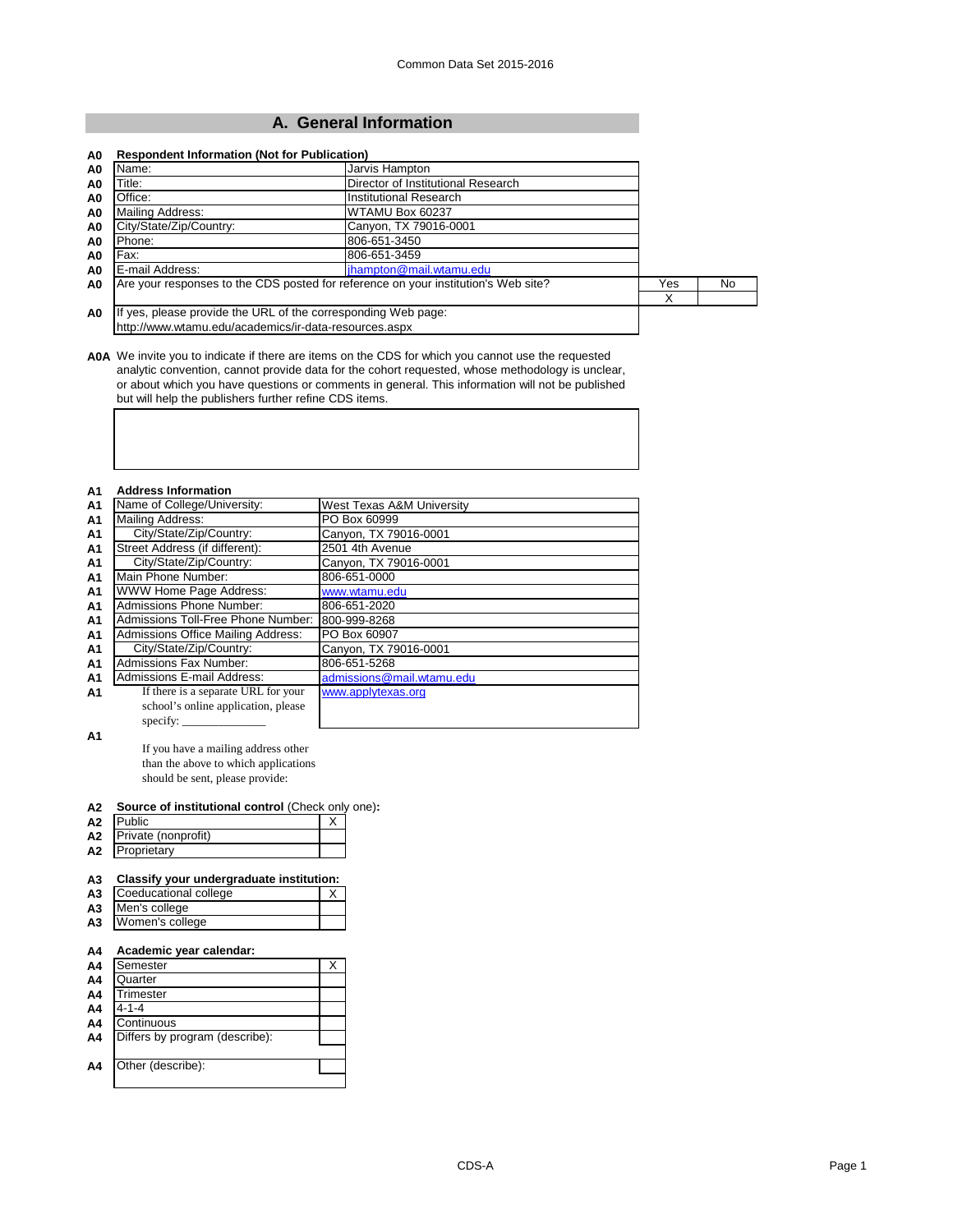Common Data Set 2015-2016

## A. General Information

**A0 Respondent Information (Not for Publication)**

| | | |
|---|---|---|
| A0 | Name: | Jarvis Hampton |
| A0 | Title: | Director of Institutional Research |
| A0 | Office: | Institutional Research |
| A0 | Mailing Address: | WTAMU Box 60237 |
| A0 | City/State/Zip/Country: | Canyon, TX 79016-0001 |
| A0 | Phone: | 806-651-3450 |
| A0 | Fax: | 806-651-3459 |
| A0 | E-mail Address: | jhampton@mail.wtamu.edu |

| | | Yes | No |
|---|---|---|---|
| A0 | Are your responses to the CDS posted for reference on your institution's Web site? | X | |

A0 If yes, please provide the URL of the corresponding Web page:
http://www.wtamu.edu/academics/ir-data-resources.aspx

**A0A** We invite you to indicate if there are items on the CDS for which you cannot use the requested analytic convention, cannot provide data for the cohort requested, whose methodology is unclear, or about which you have questions or comments in general. This information will not be published but will help the publishers further refine CDS items.

**A1 Address Information**

| | | |
|---|---|---|
| A1 | Name of College/University: | West Texas A&M University |
| A1 | Mailing Address: | PO Box 60999 |
| A1 | City/State/Zip/Country: | Canyon, TX 79016-0001 |
| A1 | Street Address (if different): | 2501 4th Avenue |
| A1 | City/State/Zip/Country: | Canyon, TX 79016-0001 |
| A1 | Main Phone Number: | 806-651-0000 |
| A1 | WWW Home Page Address: | www.wtamu.edu |
| A1 | Admissions Phone Number: | 806-651-2020 |
| A1 | Admissions Toll-Free Phone Number: | 800-999-8268 |
| A1 | Admissions Office Mailing Address: | PO Box 60907 |
| A1 | City/State/Zip/Country: | Canyon, TX 79016-0001 |
| A1 | Admissions Fax Number: | 806-651-5268 |
| A1 | Admissions E-mail Address: | admissions@mail.wtamu.edu |
| A1 | If there is a separate URL for your school's online application, please specify: _______________ | www.applytexas.org |

A1 If you have a mailing address other than the above to which applications should be sent, please provide:

**A2 Source of institutional control** (Check only one)**:**

| | | |
|---|---|---|
| A2 | Public | X |
| A2 | Private (nonprofit) | |
| A2 | Proprietary | |

**A3 Classify your undergraduate institution:**

| | | |
|---|---|---|
| A3 | Coeducational college | X |
| A3 | Men's college | |
| A3 | Women's college | |

**A4 Academic year calendar:**

| | | |
|---|---|---|
| A4 | Semester | X |
| A4 | Quarter | |
| A4 | Trimester | |
| A4 | 4-1-4 | |
| A4 | Continuous | |
| A4 | Differs by program (describe): | |
| A4 | Other (describe): | |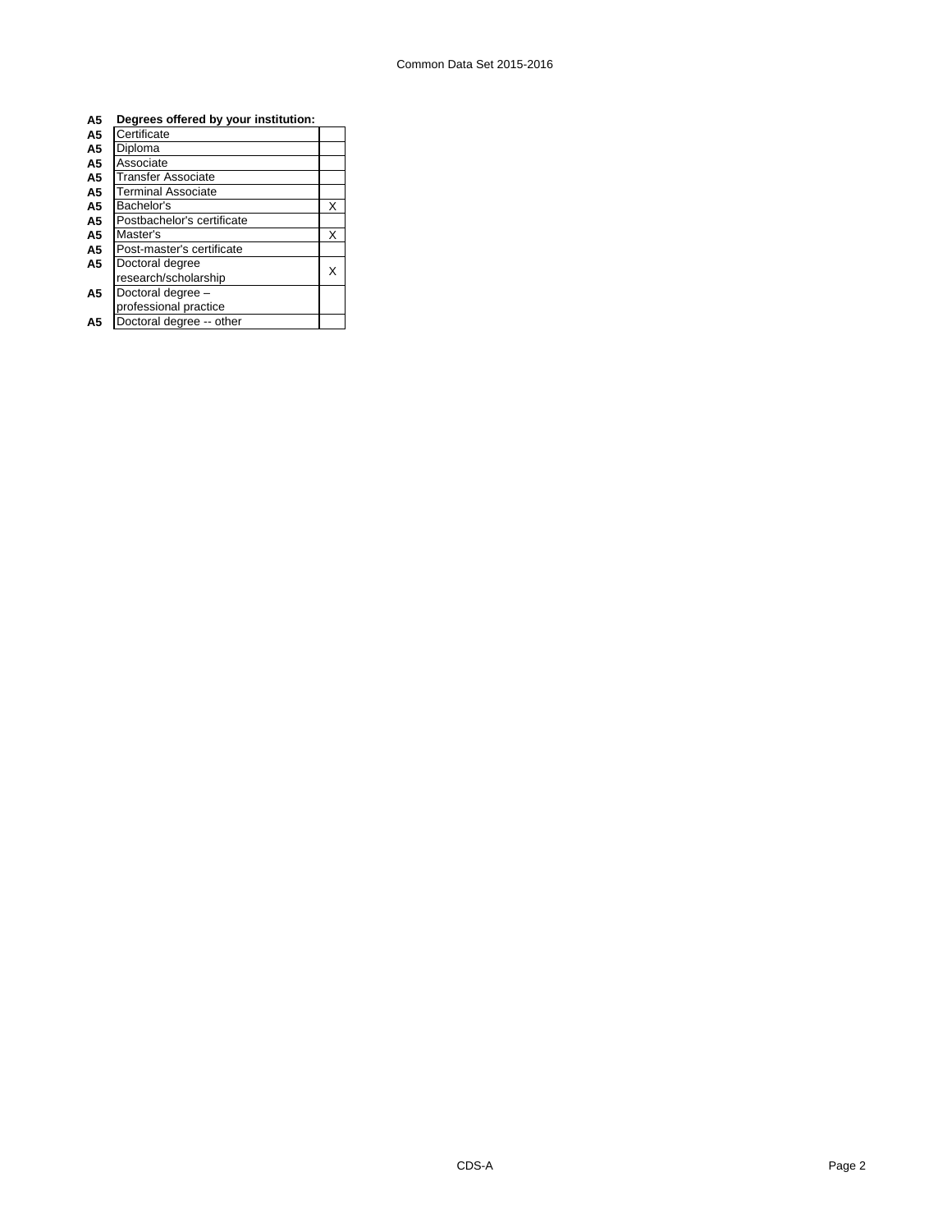| A5 | Degrees offered by your institution: | |
|---|---|---|
| A5 | Certificate | |
| A5 | Diploma | |
| A5 | Associate | |
| A5 | Transfer Associate | |
| A5 | Terminal Associate | |
| A5 | Bachelor's | X |
| A5 | Postbachelor's certificate | |
| A5 | Master's | X |
| A5 | Post-master's certificate | |
| A5 | Doctoral degree research/scholarship | X |
| A5 | Doctoral degree – professional practice | |
| A5 | Doctoral degree -- other | |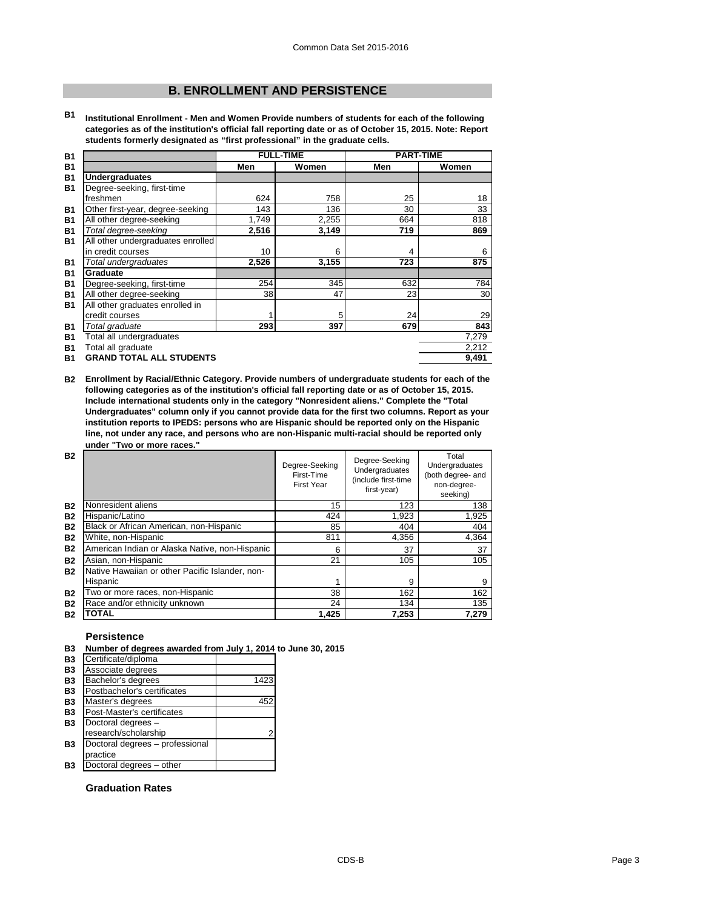## B. ENROLLMENT AND PERSISTENCE

**B1 Institutional Enrollment - Men and Women Provide numbers of students for each of the following categories as of the institution's official fall reporting date or as of October 15, 2015. Note: Report students formerly designated as "first professional" in the graduate cells.**

| | FULL-TIME | | PART-TIME | |
|---|---|---|---|---|
| | **Men** | **Women** | **Men** | **Women** |
| **Undergraduates** | | | | |
| Degree-seeking, first-time freshmen | 624 | 758 | 25 | 18 |
| Other first-year, degree-seeking | 143 | 136 | 30 | 33 |
| All other degree-seeking | 1,749 | 2,255 | 664 | 818 |
| *Total degree-seeking* | **2,516** | **3,149** | **719** | **869** |
| All other undergraduates enrolled in credit courses | 10 | 6 | 4 | 6 |
| *Total undergraduates* | **2,526** | **3,155** | **723** | **875** |
| **Graduate** | | | | |
| Degree-seeking, first-time | 254 | 345 | 632 | 784 |
| All other degree-seeking | 38 | 47 | 23 | 30 |
| All other graduates enrolled in credit courses | 1 | 5 | 24 | 29 |
| *Total graduate* | **293** | **397** | **679** | **843** |
| Total all undergraduates | | | | 7,279 |
| Total all graduate | | | | 2,212 |
| **GRAND TOTAL ALL STUDENTS** | | | | **9,491** |

**B2 Enrollment by Racial/Ethnic Category. Provide numbers of undergraduate students for each of the following categories as of the institution's official fall reporting date or as of October 15, 2015. Include international students only in the category "Nonresident aliens." Complete the "Total Undergraduates" column only if you cannot provide data for the first two columns. Report as your institution reports to IPEDS: persons who are Hispanic should be reported only on the Hispanic line, not under any race, and persons who are non-Hispanic multi-racial should be reported only under "Two or more races."**

| | Degree-Seeking First-Time First Year | Degree-Seeking Undergraduates (include first-time first-year) | Total Undergraduates (both degree- and non-degree-seeking) |
|---|---|---|---|
| Nonresident aliens | 15 | 123 | 138 |
| Hispanic/Latino | 424 | 1,923 | 1,925 |
| Black or African American, non-Hispanic | 85 | 404 | 404 |
| White, non-Hispanic | 811 | 4,356 | 4,364 |
| American Indian or Alaska Native, non-Hispanic | 6 | 37 | 37 |
| Asian, non-Hispanic | 21 | 105 | 105 |
| Native Hawaiian or other Pacific Islander, non-Hispanic | 1 | 9 | 9 |
| Two or more races, non-Hispanic | 38 | 162 | 162 |
| Race and/or ethnicity unknown | 24 | 134 | 135 |
| **TOTAL** | **1,425** | **7,253** | **7,279** |

### Persistence

**B3 Number of degrees awarded from July 1, 2014 to June 30, 2015**

| | |
|---|---|
| Certificate/diploma | |
| Associate degrees | |
| Bachelor's degrees | 1423 |
| Postbachelor's certificates | |
| Master's degrees | 452 |
| Post-Master's certificates | |
| Doctoral degrees – research/scholarship | 2 |
| Doctoral degrees – professional practice | |
| Doctoral degrees – other | |

### Graduation Rates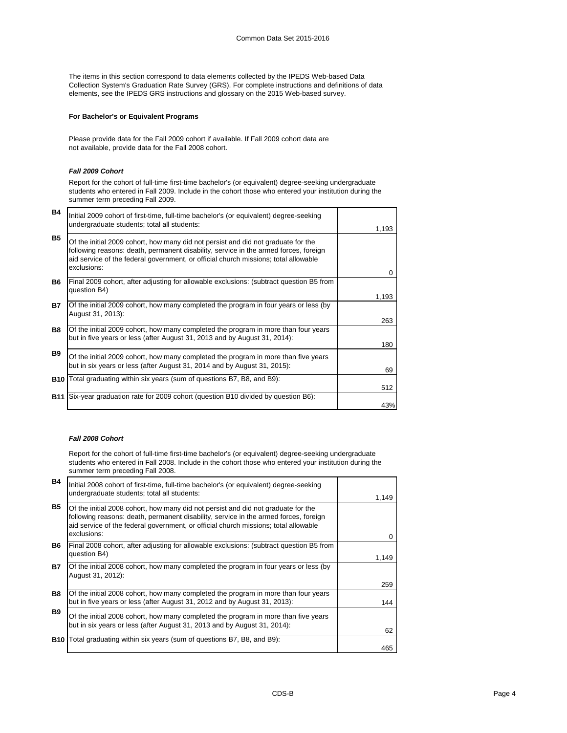The items in this section correspond to data elements collected by the IPEDS Web-based Data Collection System's Graduation Rate Survey (GRS). For complete instructions and definitions of data elements, see the IPEDS GRS instructions and glossary on the 2015 Web-based survey.

**For Bachelor's or Equivalent Programs**

Please provide data for the Fall 2009 cohort if available. If Fall 2009 cohort data are not available, provide data for the Fall 2008 cohort.

***Fall 2009 Cohort***

Report for the cohort of full-time first-time bachelor's (or equivalent) degree-seeking undergraduate students who entered in Fall 2009. Include in the cohort those who entered your institution during the summer term preceding Fall 2009.

| | | |
|---|---|---|
| B4 | Initial 2009 cohort of first-time, full-time bachelor's (or equivalent) degree-seeking undergraduate students; total all students: | 1,193 |
| B5 | Of the initial 2009 cohort, how many did not persist and did not graduate for the following reasons: death, permanent disability, service in the armed forces, foreign aid service of the federal government, or official church missions; total allowable exclusions: | 0 |
| B6 | Final 2009 cohort, after adjusting for allowable exclusions: (subtract question B5 from question B4) | 1,193 |
| B7 | Of the initial 2009 cohort, how many completed the program in four years or less (by August 31, 2013): | 263 |
| B8 | Of the initial 2009 cohort, how many completed the program in more than four years but in five years or less (after August 31, 2013 and by August 31, 2014): | 180 |
| B9 | Of the initial 2009 cohort, how many completed the program in more than five years but in six years or less (after August 31, 2014 and by August 31, 2015): | 69 |
| B10 | Total graduating within six years (sum of questions B7, B8, and B9): | 512 |
| B11 | Six-year graduation rate for 2009 cohort (question B10 divided by question B6): | 43% |

***Fall 2008 Cohort***

Report for the cohort of full-time first-time bachelor's (or equivalent) degree-seeking undergraduate students who entered in Fall 2008. Include in the cohort those who entered your institution during the summer term preceding Fall 2008.

| | | |
|---|---|---|
| B4 | Initial 2008 cohort of first-time, full-time bachelor's (or equivalent) degree-seeking undergraduate students; total all students: | 1,149 |
| B5 | Of the initial 2008 cohort, how many did not persist and did not graduate for the following reasons: death, permanent disability, service in the armed forces, foreign aid service of the federal government, or official church missions; total allowable exclusions: | 0 |
| B6 | Final 2008 cohort, after adjusting for allowable exclusions: (subtract question B5 from question B4) | 1,149 |
| B7 | Of the initial 2008 cohort, how many completed the program in four years or less (by August 31, 2012): | 259 |
| B8 | Of the initial 2008 cohort, how many completed the program in more than four years but in five years or less (after August 31, 2012 and by August 31, 2013): | 144 |
| B9 | Of the initial 2008 cohort, how many completed the program in more than five years but in six years or less (after August 31, 2013 and by August 31, 2014): | 62 |
| B10 | Total graduating within six years (sum of questions B7, B8, and B9): | 465 |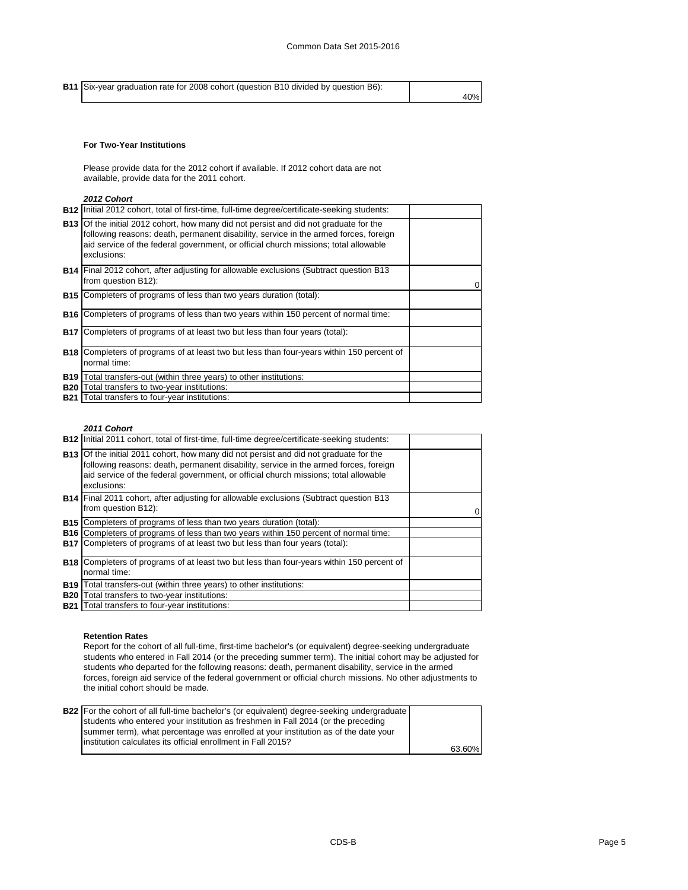| | | |
|---|---|---|
| **B11** | Six-year graduation rate for 2008 cohort (question B10 divided by question B6): | 40% |

**For Two-Year Institutions**

Please provide data for the 2012 cohort if available. If 2012 cohort data are not available, provide data for the 2011 cohort.

***2012 Cohort***

| | | |
|---|---|---|
| **B12** | Initial 2012 cohort, total of first-time, full-time degree/certificate-seeking students: | |
| **B13** | Of the initial 2012 cohort, how many did not persist and did not graduate for the following reasons: death, permanent disability, service in the armed forces, foreign aid service of the federal government, or official church missions; total allowable exclusions: | |
| **B14** | Final 2012 cohort, after adjusting for allowable exclusions (Subtract question B13 from question B12): | 0 |
| **B15** | Completers of programs of less than two years duration (total): | |
| **B16** | Completers of programs of less than two years within 150 percent of normal time: | |
| **B17** | Completers of programs of at least two but less than four years (total): | |
| **B18** | Completers of programs of at least two but less than four-years within 150 percent of normal time: | |
| **B19** | Total transfers-out (within three years) to other institutions: | |
| **B20** | Total transfers to two-year institutions: | |
| **B21** | Total transfers to four-year institutions: | |

***2011 Cohort***

| | | |
|---|---|---|
| **B12** | Initial 2011 cohort, total of first-time, full-time degree/certificate-seeking students: | |
| **B13** | Of the initial 2011 cohort, how many did not persist and did not graduate for the following reasons: death, permanent disability, service in the armed forces, foreign aid service of the federal government, or official church missions; total allowable exclusions: | |
| **B14** | Final 2011 cohort, after adjusting for allowable exclusions (Subtract question B13 from question B12): | 0 |
| **B15** | Completers of programs of less than two years duration (total): | |
| **B16** | Completers of programs of less than two years within 150 percent of normal time: | |
| **B17** | Completers of programs of at least two but less than four years (total): | |
| **B18** | Completers of programs of at least two but less than four-years within 150 percent of normal time: | |
| **B19** | Total transfers-out (within three years) to other institutions: | |
| **B20** | Total transfers to two-year institutions: | |
| **B21** | Total transfers to four-year institutions: | |

**Retention Rates**

Report for the cohort of all full-time, first-time bachelor's (or equivalent) degree-seeking undergraduate students who entered in Fall 2014 (or the preceding summer term). The initial cohort may be adjusted for students who departed for the following reasons: death, permanent disability, service in the armed forces, foreign aid service of the federal government or official church missions. No other adjustments to the initial cohort should be made.

| | | |
|---|---|---|
| **B22** | For the cohort of all full-time bachelor's (or equivalent) degree-seeking undergraduate students who entered your institution as freshmen in Fall 2014 (or the preceding summer term), what percentage was enrolled at your institution as of the date your institution calculates its official enrollment in Fall 2015? | 63.60% |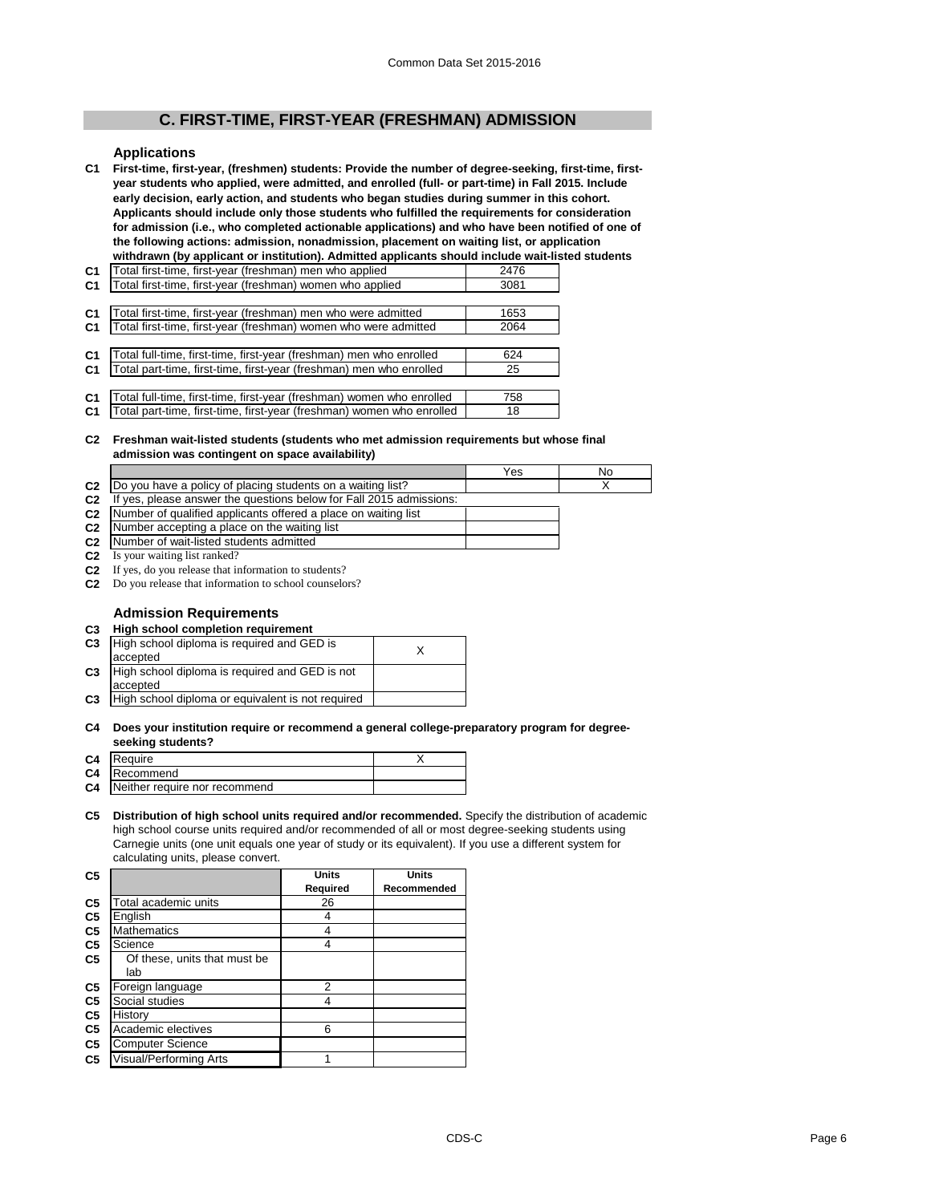## C. FIRST-TIME, FIRST-YEAR (FRESHMAN) ADMISSION

### Applications

**C1 First-time, first-year, (freshmen) students: Provide the number of degree-seeking, first-time, first-year students who applied, were admitted, and enrolled (full- or part-time) in Fall 2015. Include early decision, early action, and students who began studies during summer in this cohort. Applicants should include only those students who fulfilled the requirements for consideration for admission (i.e., who completed actionable applications) and who have been notified of one of the following actions: admission, nonadmission, placement on waiting list, or application withdrawn (by applicant or institution). Admitted applicants should include wait-listed students**

| | | |
|---|---|---|
| C1 | Total first-time, first-year (freshman) men who applied | 2476 |
| C1 | Total first-time, first-year (freshman) women who applied | 3081 |
| C1 | Total first-time, first-year (freshman) men who were admitted | 1653 |
| C1 | Total first-time, first-year (freshman) women who were admitted | 2064 |
| C1 | Total full-time, first-time, first-year (freshman) men who enrolled | 624 |
| C1 | Total part-time, first-time, first-year (freshman) men who enrolled | 25 |
| C1 | Total full-time, first-time, first-year (freshman) women who enrolled | 758 |
| C1 | Total part-time, first-time, first-year (freshman) women who enrolled | 18 |

**C2 Freshman wait-listed students (students who met admission requirements but whose final admission was contingent on space availability)**

| | | Yes | No |
|---|---|---|---|
| C2 | Do you have a policy of placing students on a waiting list? | | X |
| C2 | If yes, please answer the questions below for Fall 2015 admissions: | | |
| C2 | Number of qualified applicants offered a place on waiting list | | |
| C2 | Number accepting a place on the waiting list | | |
| C2 | Number of wait-listed students admitted | | |

C2 Is your waiting list ranked?

C2 If yes, do you release that information to students?

C2 Do you release that information to school counselors?

### Admission Requirements

**C3 High school completion requirement**

| | | |
|---|---|---|
| C3 | High school diploma is required and GED is accepted | X |
| C3 | High school diploma is required and GED is not accepted | |
| C3 | High school diploma or equivalent is not required | |

**C4 Does your institution require or recommend a general college-preparatory program for degree-seeking students?**

| | | |
|---|---|---|
| C4 | Require | X |
| C4 | Recommend | |
| C4 | Neither require nor recommend | |

**C5 Distribution of high school units required and/or recommended.** Specify the distribution of academic high school course units required and/or recommended of all or most degree-seeking students using Carnegie units (one unit equals one year of study or its equivalent). If you use a different system for calculating units, please convert.

| C5 | | Units Required | Units Recommended |
|---|---|---|---|
| C5 | Total academic units | 26 | |
| C5 | English | 4 | |
| C5 | Mathematics | 4 | |
| C5 | Science | 4 | |
| C5 | Of these, units that must be lab | | |
| C5 | Foreign language | 2 | |
| C5 | Social studies | 4 | |
| C5 | History | | |
| C5 | Academic electives | 6 | |
| C5 | Computer Science | | |
| C5 | Visual/Performing Arts | 1 | |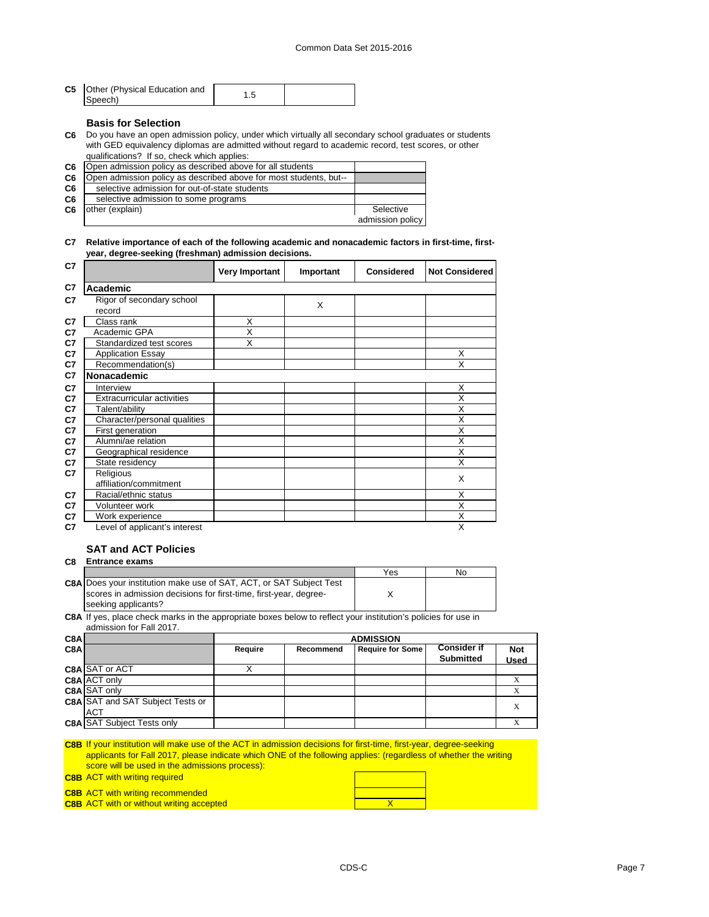| C5 | Other (Physical Education and Speech) | 1.5 | |
|---|---|---|---|

### Basis for Selection

**C6** Do you have an open admission policy, under which virtually all secondary school graduates or students with GED equivalency diplomas are admitted without regard to academic record, test scores, or other qualifications? If so, check which applies:

| | | |
|---|---|---|
| C6 | Open admission policy as described above for all students | |
| C6 | Open admission policy as described above for most students, but-- | |
| C6 | selective admission for out-of-state students | |
| C6 | selective admission to some programs | |
| C6 | other (explain) | Selective admission policy |

**C7 Relative importance of each of the following academic and nonacademic factors in first-time, first-year, degree-seeking (freshman) admission decisions.**

| C7 | | Very Important | Important | Considered | Not Considered |
|---|---|---|---|---|---|
| C7 | **Academic** | | | | |
| C7 | Rigor of secondary school record | | X | | |
| C7 | Class rank | X | | | |
| C7 | Academic GPA | X | | | |
| C7 | Standardized test scores | X | | | |
| C7 | Application Essay | | | | X |
| C7 | Recommendation(s) | | | | X |
| C7 | **Nonacademic** | | | | |
| C7 | Interview | | | | X |
| C7 | Extracurricular activities | | | | X |
| C7 | Talent/ability | | | | X |
| C7 | Character/personal qualities | | | | X |
| C7 | First generation | | | | X |
| C7 | Alumni/ae relation | | | | X |
| C7 | Geographical residence | | | | X |
| C7 | State residency | | | | X |
| C7 | Religious affiliation/commitment | | | | X |
| C7 | Racial/ethnic status | | | | X |
| C7 | Volunteer work | | | | X |
| C7 | Work experience | | | | X |
| C7 | Level of applicant's interest | | | | X |

### SAT and ACT Policies

**C8 Entrance exams**

| | | Yes | No |
|---|---|---|---|
| C8A | Does your institution make use of SAT, ACT, or SAT Subject Test scores in admission decisions for first-time, first-year, degree-seeking applicants? | X | |

**C8A** If yes, place check marks in the appropriate boxes below to reflect your institution's policies for use in admission for Fall 2017.

| C8A | | ADMISSION | | | | |
|---|---|---|---|---|---|---|
| C8A | | Require | Recommend | Require for Some | Consider if Submitted | Not Used |
| C8A | SAT or ACT | X | | | | |
| C8A | ACT only | | | | | X |
| C8A | SAT only | | | | | X |
| C8A | SAT and SAT Subject Tests or ACT | | | | | X |
| C8A | SAT Subject Tests only | | | | | X |

**C8B** If your institution will make use of the ACT in admission decisions for first-time, first-year, degree-seeking applicants for Fall 2017, please indicate which ONE of the following applies: (regardless of whether the writing score will be used in the admissions process):

| | | |
|---|---|---|
| C8B | ACT with writing required | |
| C8B | ACT with writing recommended | |
| C8B | ACT with or without writing accepted | X |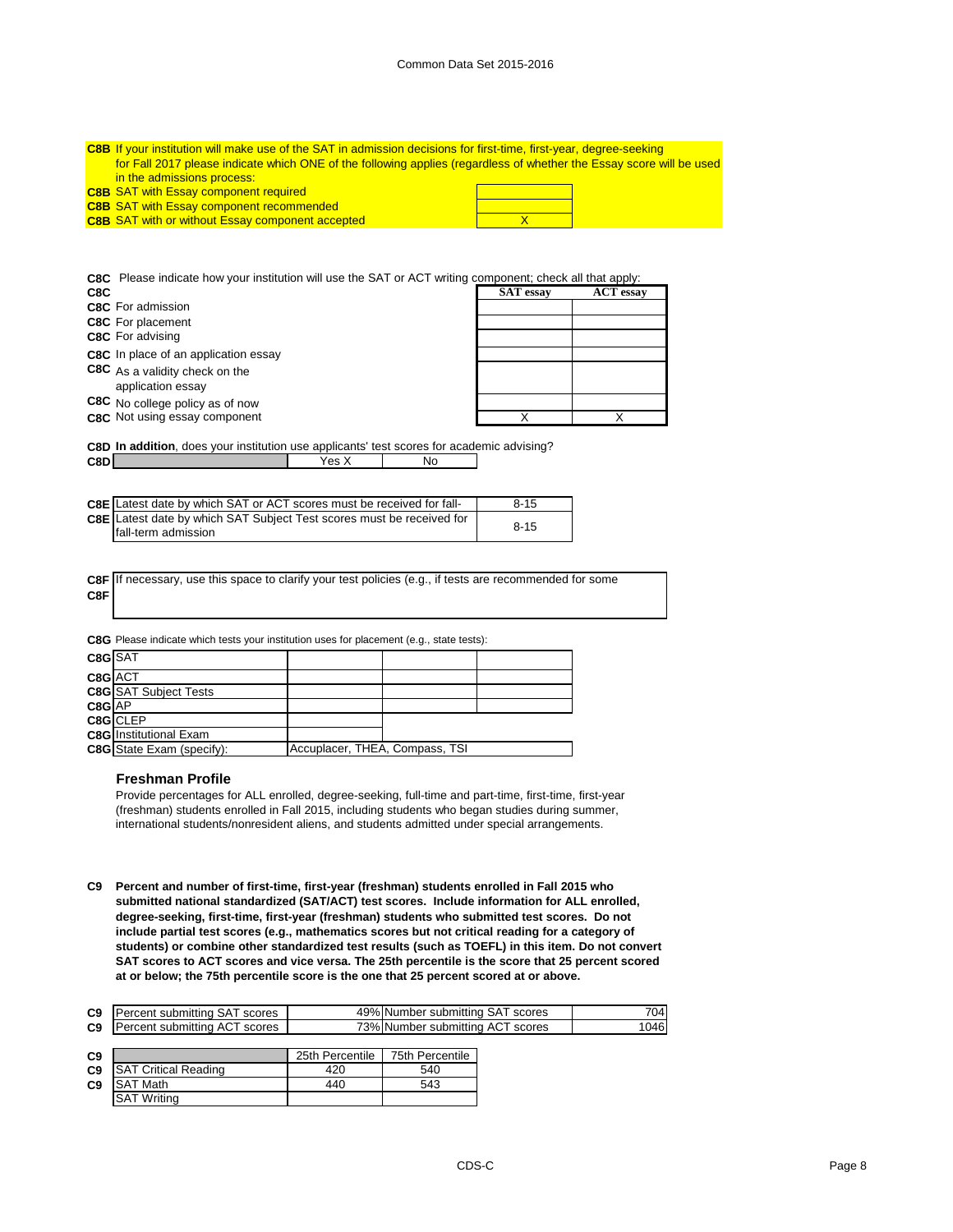**C8B** If your institution will make use of the SAT in admission decisions for first-time, first-year, degree-seeking for Fall 2017 please indicate which ONE of the following applies (regardless of whether the Essay score will be used in the admissions process:

| | | |
|---|---|---|
| C8B | SAT with Essay component required | |
| C8B | SAT with Essay component recommended | |
| C8B | SAT with or without Essay component accepted | X |

**C8C** Please indicate how your institution will use the SAT or ACT writing component; check all that apply:

| C8C | | SAT essay | ACT essay |
|---|---|---|---|
| C8C | For admission | | |
| C8C | For placement | | |
| C8C | For advising | | |
| C8C | In place of an application essay | | |
| C8C | As a validity check on the application essay | | |
| C8C | No college policy as of now | | |
| C8C | Not using essay component | X | X |

**C8D** **In addition**, does your institution use applicants' test scores for academic advising?

| C8D | | Yes X | No |
|---|---|---|---|

| | | |
|---|---|---|
| C8E | Latest date by which SAT or ACT scores must be received for fall- | 8-15 |
| C8E | Latest date by which SAT Subject Test scores must be received for fall-term admission | 8-15 |

**C8F** If necessary, use this space to clarify your test policies (e.g., if tests are recommended for some

**C8F**

**C8G** Please indicate which tests your institution uses for placement (e.g., state tests):

| | | | | |
|---|---|---|---|---|
| C8G | SAT | | | |
| C8G | ACT | | | |
| C8G | SAT Subject Tests | | | |
| C8G | AP | | | |
| C8G | CLEP | | | |
| C8G | Institutional Exam | | | |
| C8G | State Exam (specify): | Accuplacer, THEA, Compass, TSI | | |

### Freshman Profile

Provide percentages for ALL enrolled, degree-seeking, full-time and part-time, first-time, first-year (freshman) students enrolled in Fall 2015, including students who began studies during summer, international students/nonresident aliens, and students admitted under special arrangements.

**C9** **Percent and number of first-time, first-year (freshman) students enrolled in Fall 2015 who submitted national standardized (SAT/ACT) test scores. Include information for ALL enrolled, degree-seeking, first-time, first-year (freshman) students who submitted test scores. Do not include partial test scores (e.g., mathematics scores but not critical reading for a category of students) or combine other standardized test results (such as TOEFL) in this item. Do not convert SAT scores to ACT scores and vice versa. The 25th percentile is the score that 25 percent scored at or below; the 75th percentile score is the one that 25 percent scored at or above.**

| | | | | |
|---|---|---|---|---|
| C9 | Percent submitting SAT scores | 49% | Number submitting SAT scores | 704 |
| C9 | Percent submitting ACT scores | 73% | Number submitting ACT scores | 1046 |

| C9 | | 25th Percentile | 75th Percentile |
|---|---|---|---|
| C9 | SAT Critical Reading | 420 | 540 |
| C9 | SAT Math | 440 | 543 |
| | SAT Writing | | |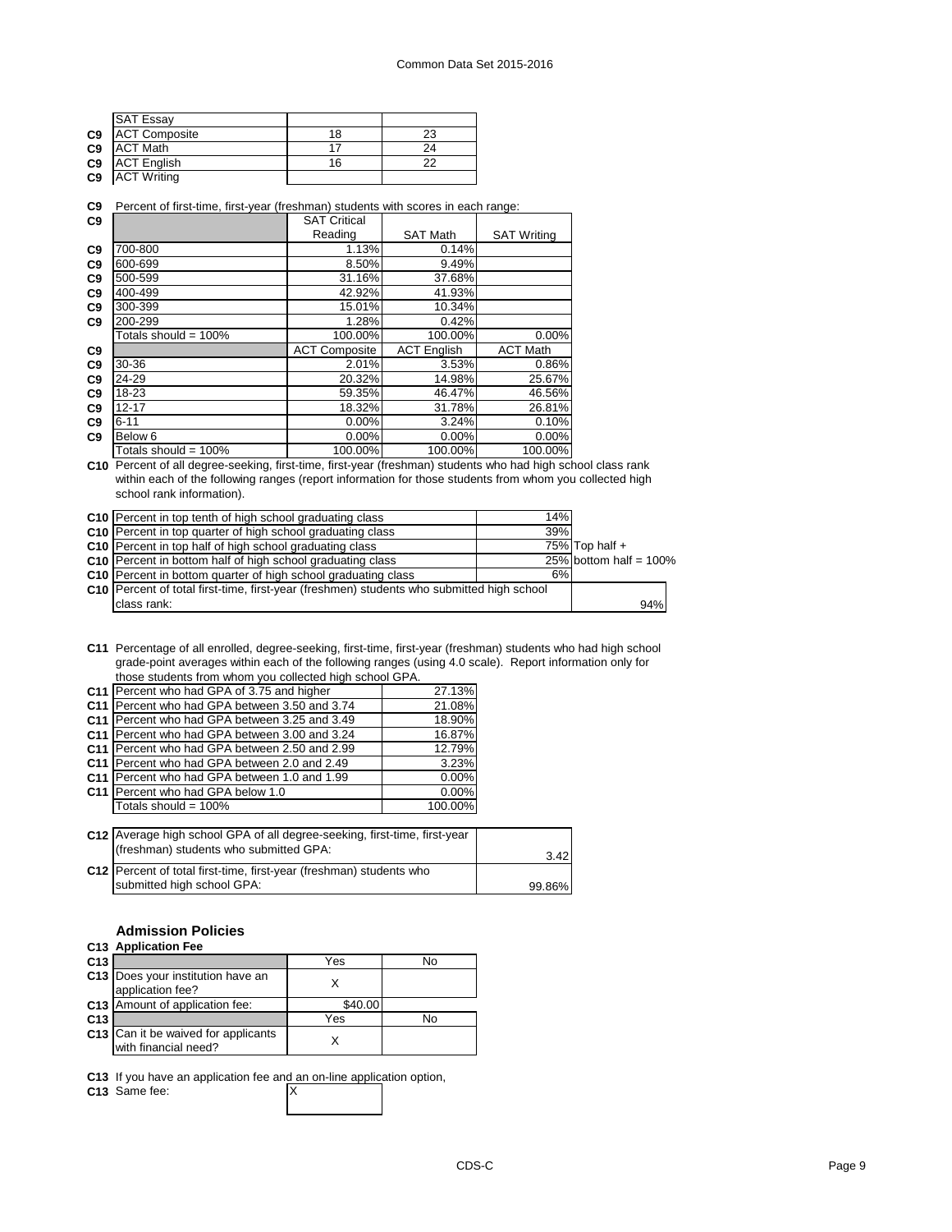| | | | |
|---|---|---|---|
| | SAT Essay | | |
| C9 | ACT Composite | 18 | 23 |
| C9 | ACT Math | 17 | 24 |
| C9 | ACT English | 16 | 22 |
| C9 | ACT Writing | | |

**C9** Percent of first-time, first-year (freshman) students with scores in each range:

| | | SAT Critical Reading | SAT Math | SAT Writing |
|---|---|---|---|---|
| C9 | 700-800 | 1.13% | 0.14% | |
| C9 | 600-699 | 8.50% | 9.49% | |
| C9 | 500-599 | 31.16% | 37.68% | |
| C9 | 400-499 | 42.92% | 41.93% | |
| C9 | 300-399 | 15.01% | 10.34% | |
| C9 | 200-299 | 1.28% | 0.42% | |
| | Totals should = 100% | 100.00% | 100.00% | 0.00% |
| C9 | | ACT Composite | ACT English | ACT Math |
| C9 | 30-36 | 2.01% | 3.53% | 0.86% |
| C9 | 24-29 | 20.32% | 14.98% | 25.67% |
| C9 | 18-23 | 59.35% | 46.47% | 46.56% |
| C9 | 12-17 | 18.32% | 31.78% | 26.81% |
| C9 | 6-11 | 0.00% | 3.24% | 0.10% |
| C9 | Below 6 | 0.00% | 0.00% | 0.00% |
| | Totals should = 100% | 100.00% | 100.00% | 100.00% |

**C10** Percent of all degree-seeking, first-time, first-year (freshman) students who had high school class rank within each of the following ranges (report information for those students from whom you collected high school rank information).

| | | | |
|---|---|---|---|
| C10 | Percent in top tenth of high school graduating class | 14% | |
| C10 | Percent in top quarter of high school graduating class | 39% | |
| C10 | Percent in top half of high school graduating class | 75% | Top half + |
| C10 | Percent in bottom half of high school graduating class | 25% | bottom half = 100% |
| C10 | Percent in bottom quarter of high school graduating class | 6% | |
| C10 | Percent of total first-time, first-year (freshmen) students who submitted high school class rank: | | 94% |

**C11** Percentage of all enrolled, degree-seeking, first-time, first-year (freshman) students who had high school grade-point averages within each of the following ranges (using 4.0 scale). Report information only for those students from whom you collected high school GPA.

| | | |
|---|---|---|
| C11 | Percent who had GPA of 3.75 and higher | 27.13% |
| C11 | Percent who had GPA between 3.50 and 3.74 | 21.08% |
| C11 | Percent who had GPA between 3.25 and 3.49 | 18.90% |
| C11 | Percent who had GPA between 3.00 and 3.24 | 16.87% |
| C11 | Percent who had GPA between 2.50 and 2.99 | 12.79% |
| C11 | Percent who had GPA between 2.0 and 2.49 | 3.23% |
| C11 | Percent who had GPA between 1.0 and 1.99 | 0.00% |
| C11 | Percent who had GPA below 1.0 | 0.00% |
| | Totals should = 100% | 100.00% |

| | | |
|---|---|---|
| C12 | Average high school GPA of all degree-seeking, first-time, first-year (freshman) students who submitted GPA: | 3.42 |
| C12 | Percent of total first-time, first-year (freshman) students who submitted high school GPA: | 99.86% |

## Admission Policies

### C13 Application Fee

| | | Yes | No |
|---|---|---|---|
| C13 | Does your institution have an application fee? | X | |
| C13 | Amount of application fee: | $40.00 | |
| C13 | | Yes | No |
| C13 | Can it be waived for applicants with financial need? | X | |

**C13** If you have an application fee and an on-line application option,

| | | |
|---|---|---|
| C13 | Same fee: | X |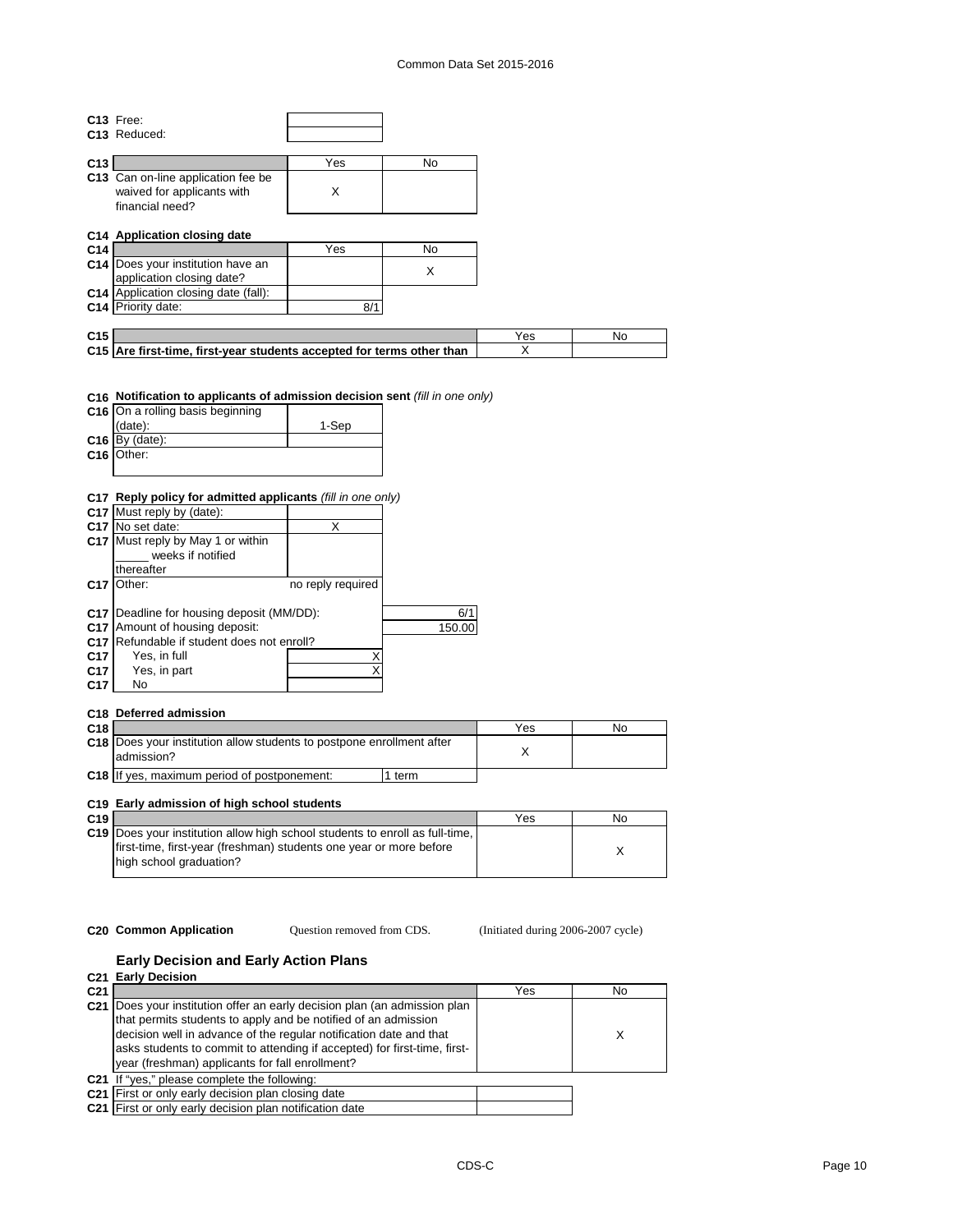| | | |
|---|---|---|
| **C13** Free: | | |
| **C13** Reduced: | | |

| | Yes | No |
|---|---|---|
| **C13** Can on-line application fee be waived for applicants with financial need? | X | |

**C14 Application closing date**

| | Yes | No |
|---|---|---|
| **C14** Does your institution have an application closing date? | | X |
| **C14** Application closing date (fall): | | |
| **C14** Priority date: | 8/1 | |

| | Yes | No |
|---|---|---|
| **C15 Are first-time, first-year students accepted for terms other than** | X | |

**C16 Notification to applicants of admission decision sent** *(fill in one only)*

| | |
|---|---|
| **C16** On a rolling basis beginning (date): | 1-Sep |
| **C16** By (date): | |
| **C16** Other: | |

**C17 Reply policy for admitted applicants** *(fill in one only)*

| | |
|---|---|
| **C17** Must reply by (date): | |
| **C17** No set date: | X |
| **C17** Must reply by May 1 or within _____ weeks if notified thereafter | |
| **C17** Other: | no reply required |

| | | |
|---|---|---|
| **C17** Deadline for housing deposit (MM/DD): | | 6/1 |
| **C17** Amount of housing deposit: | | 150.00 |
| **C17** Refundable if student does not enroll? | | |
| **C17** Yes, in full | X | |
| **C17** Yes, in part | X | |
| **C17** No | | |

**C18 Deferred admission**

| | Yes | No |
|---|---|---|
| **C18** Does your institution allow students to postpone enrollment after admission? | X | |
| **C18** If yes, maximum period of postponement: 1 term | | |

**C19 Early admission of high school students**

| | Yes | No |
|---|---|---|
| **C19** Does your institution allow high school students to enroll as full-time, first-time, first-year (freshman) students one year or more before high school graduation? | | X |

**C20 Common Application** Question removed from CDS. (Initiated during 2006-2007 cycle)

### Early Decision and Early Action Plans

**C21 Early Decision**

| | Yes | No |
|---|---|---|
| **C21** Does your institution offer an early decision plan (an admission plan that permits students to apply and be notified of an admission decision well in advance of the regular notification date and that asks students to commit to attending if accepted) for first-time, first-year (freshman) applicants for fall enrollment? | | X |
| **C21** If "yes," please complete the following: | | |
| **C21** First or only early decision plan closing date | | |
| **C21** First or only early decision plan notification date | | |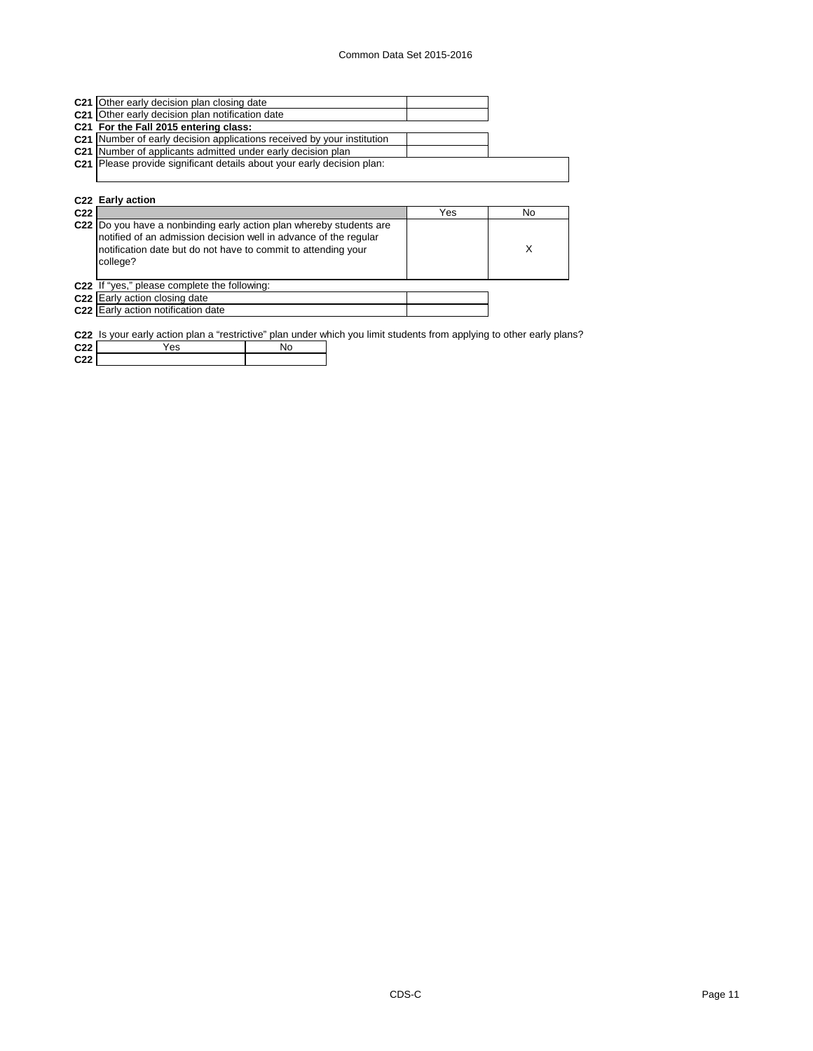| | | |
|---|---|---|
| C21 | Other early decision plan closing date | |
| C21 | Other early decision plan notification date | |
| C21 | **For the Fall 2015 entering class:** | |
| C21 | Number of early decision applications received by your institution | |
| C21 | Number of applicants admitted under early decision plan | |
| C21 | Please provide significant details about your early decision plan: | |

**C22 Early action**

| | | Yes | No |
|---|---|---|---|
| C22 | Do you have a nonbinding early action plan whereby students are notified of an admission decision well in advance of the regular notification date but do not have to commit to attending your college? | | X |

| | | |
|---|---|---|
| C22 | If "yes," please complete the following: | |
| C22 | Early action closing date | |
| C22 | Early action notification date | |

C22 Is your early action plan a "restrictive" plan under which you limit students from applying to other early plans?

| | Yes | No |
|---|---|---|
| C22 | | |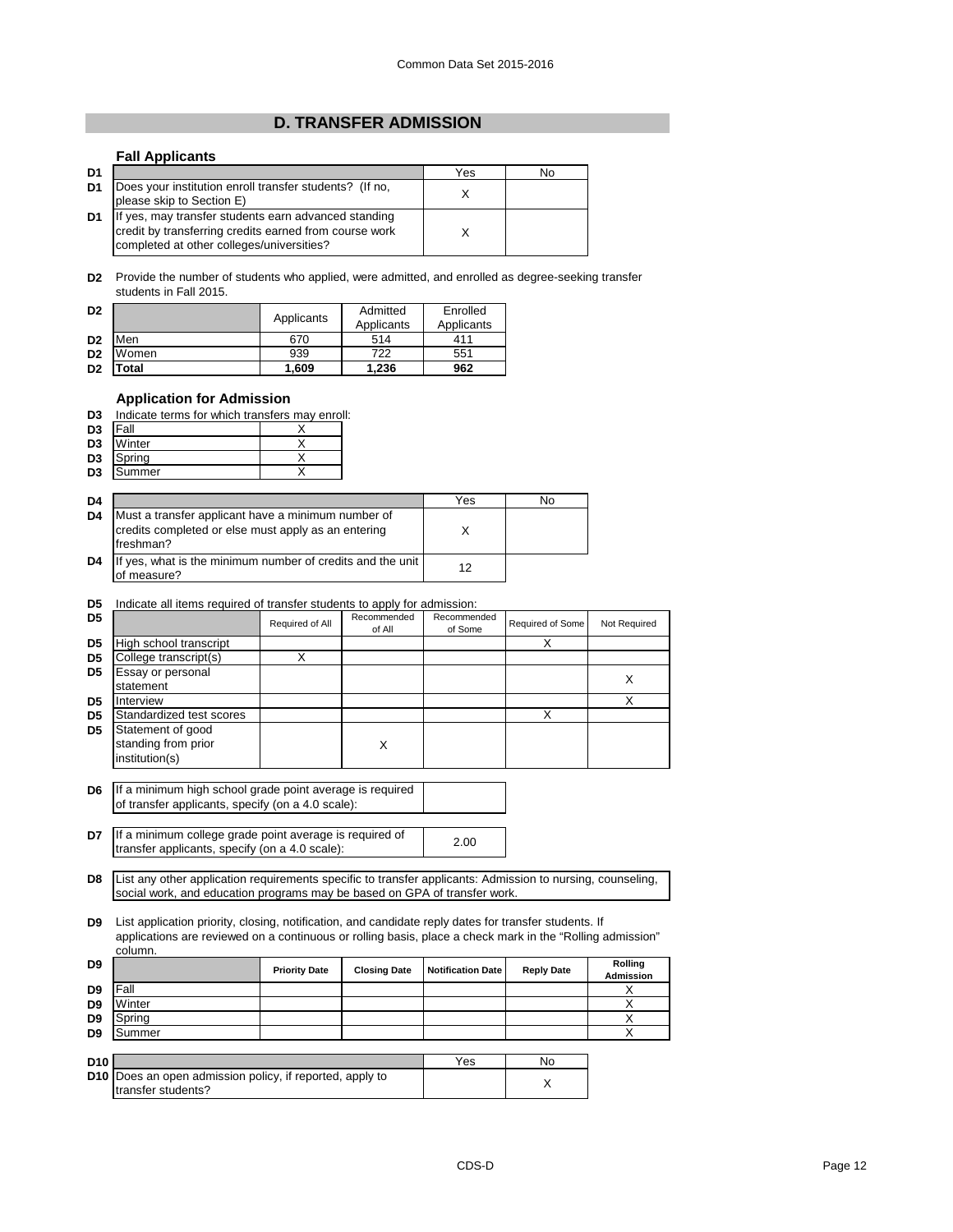## D. TRANSFER ADMISSION

### Fall Applicants

| D1 | | Yes | No |
|---|---|---|---|
| D1 | Does your institution enroll transfer students? (If no, please skip to Section E) | X | |
| D1 | If yes, may transfer students earn advanced standing credit by transferring credits earned from course work completed at other colleges/universities? | X | |

**D2** Provide the number of students who applied, were admitted, and enrolled as degree-seeking transfer students in Fall 2015.

| D2 | | Applicants | Admitted Applicants | Enrolled Applicants |
|---|---|---|---|---|
| D2 | Men | 670 | 514 | 411 |
| D2 | Women | 939 | 722 | 551 |
| D2 | **Total** | **1,609** | **1,236** | **962** |

### Application for Admission

**D3** Indicate terms for which transfers may enroll:

| D3 | Term | |
|---|---|---|
| D3 | Fall | X |
| D3 | Winter | X |
| D3 | Spring | X |
| D3 | Summer | X |

| D4 | | Yes | No |
|---|---|---|---|
| D4 | Must a transfer applicant have a minimum number of credits completed or else must apply as an entering freshman? | X | |
| D4 | If yes, what is the minimum number of credits and the unit of measure? | 12 | |

**D5** Indicate all items required of transfer students to apply for admission:

| D5 | | Required of All | Recommended of All | Recommended of Some | Required of Some | Not Required |
|---|---|---|---|---|---|---|
| D5 | High school transcript | | | | X | |
| D5 | College transcript(s) | X | | | | |
| D5 | Essay or personal statement | | | | | X |
| D5 | Interview | | | | | X |
| D5 | Standardized test scores | | | | X | |
| D5 | Statement of good standing from prior institution(s) | | X | | | |

| D6 | If a minimum high school grade point average is required of transfer applicants, specify (on a 4.0 scale): | |
|---|---|---|

| D7 | If a minimum college grade point average is required of transfer applicants, specify (on a 4.0 scale): | 2.00 |
|---|---|---|

**D8** List any other application requirements specific to transfer applicants: Admission to nursing, counseling, social work, and education programs may be based on GPA of transfer work.

**D9** List application priority, closing, notification, and candidate reply dates for transfer students. If applications are reviewed on a continuous or rolling basis, place a check mark in the "Rolling admission" column.

| D9 | | Priority Date | Closing Date | Notification Date | Reply Date | Rolling Admission |
|---|---|---|---|---|---|---|
| D9 | Fall | | | | | X |
| D9 | Winter | | | | | X |
| D9 | Spring | | | | | X |
| D9 | Summer | | | | | X |

| D10 | | Yes | No |
|---|---|---|---|
| D10 | Does an open admission policy, if reported, apply to transfer students? | | X |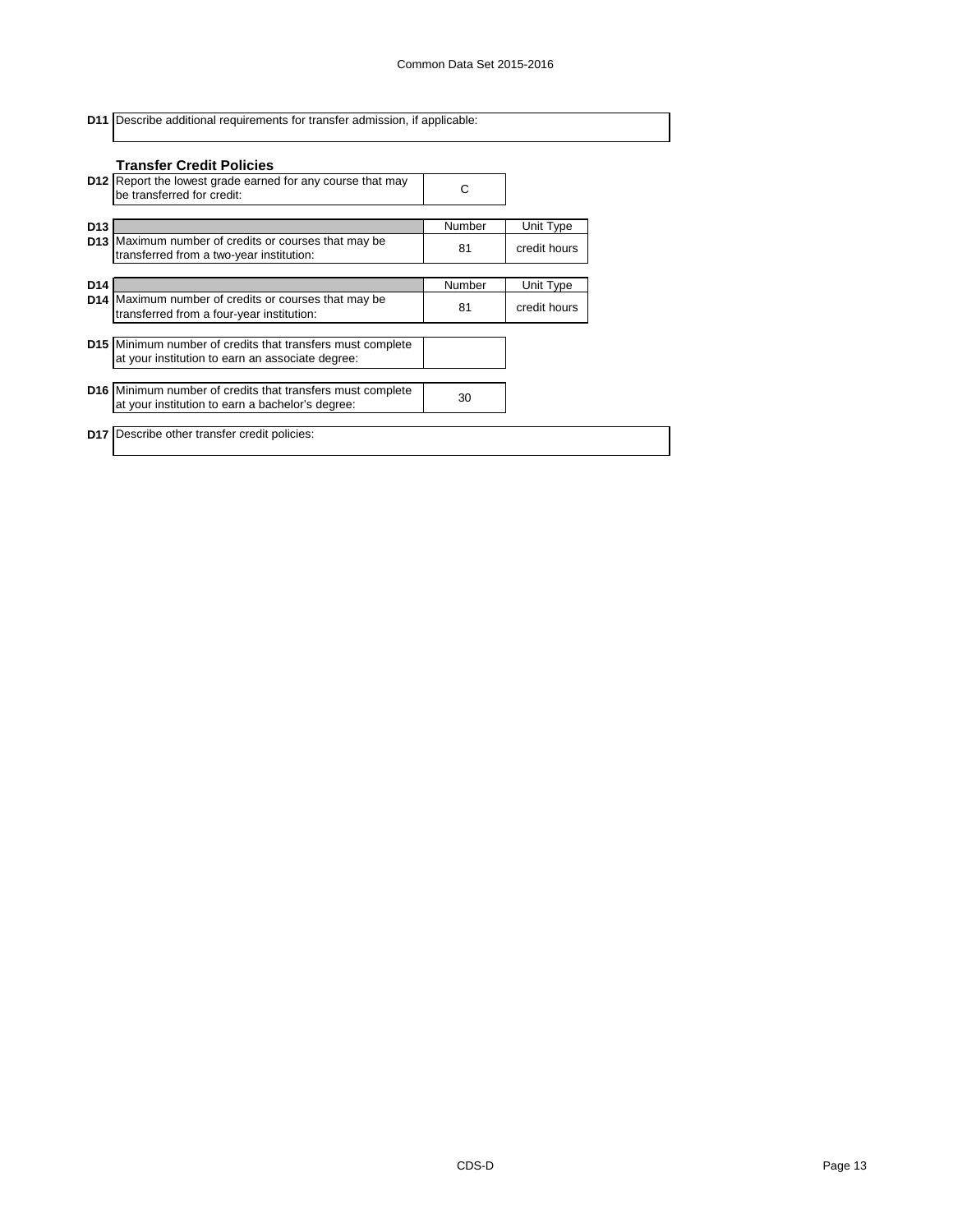| | | | |
|---|---|---|---|
| **D11** | Describe additional requirements for transfer admission, if applicable: | | |

### Transfer Credit Policies

| | | | |
|---|---|---|---|
| **D12** | Report the lowest grade earned for any course that may be transferred for credit: | C | |
| **D13** | | Number | Unit Type |
| **D13** | Maximum number of credits or courses that may be transferred from a two-year institution: | 81 | credit hours |
| **D14** | | Number | Unit Type |
| **D14** | Maximum number of credits or courses that may be transferred from a four-year institution: | 81 | credit hours |
| **D15** | Minimum number of credits that transfers must complete at your institution to earn an associate degree: | | |
| **D16** | Minimum number of credits that transfers must complete at your institution to earn a bachelor's degree: | 30 | |
| **D17** | Describe other transfer credit policies: | | |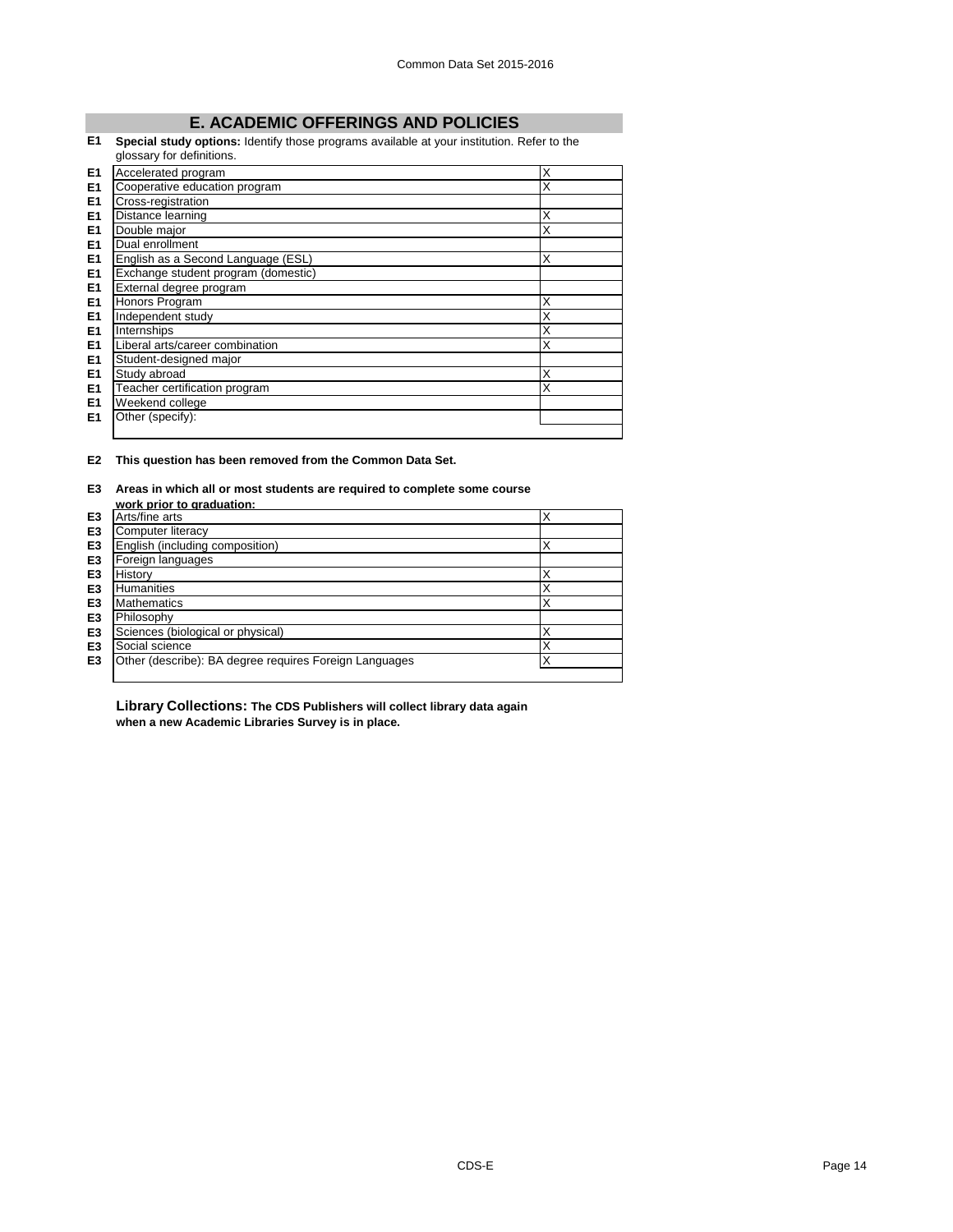## E. ACADEMIC OFFERINGS AND POLICIES

**E1 Special study options:** Identify those programs available at your institution. Refer to the glossary for definitions.

| | | |
|---|---|---|
| E1 | Accelerated program | X |
| E1 | Cooperative education program | X |
| E1 | Cross-registration | |
| E1 | Distance learning | X |
| E1 | Double major | X |
| E1 | Dual enrollment | |
| E1 | English as a Second Language (ESL) | X |
| E1 | Exchange student program (domestic) | |
| E1 | External degree program | |
| E1 | Honors Program | X |
| E1 | Independent study | X |
| E1 | Internships | X |
| E1 | Liberal arts/career combination | X |
| E1 | Student-designed major | |
| E1 | Study abroad | X |
| E1 | Teacher certification program | X |
| E1 | Weekend college | |
| E1 | Other (specify): | |

**E2 This question has been removed from the Common Data Set.**

**E3 Areas in which all or most students are required to complete some course work prior to graduation:**

| | | |
|---|---|---|
| E3 | Arts/fine arts | X |
| E3 | Computer literacy | |
| E3 | English (including composition) | X |
| E3 | Foreign languages | |
| E3 | History | X |
| E3 | Humanities | X |
| E3 | Mathematics | X |
| E3 | Philosophy | |
| E3 | Sciences (biological or physical) | X |
| E3 | Social science | X |
| E3 | Other (describe): BA degree requires Foreign Languages | X |

**Library Collections: The CDS Publishers will collect library data again when a new Academic Libraries Survey is in place.**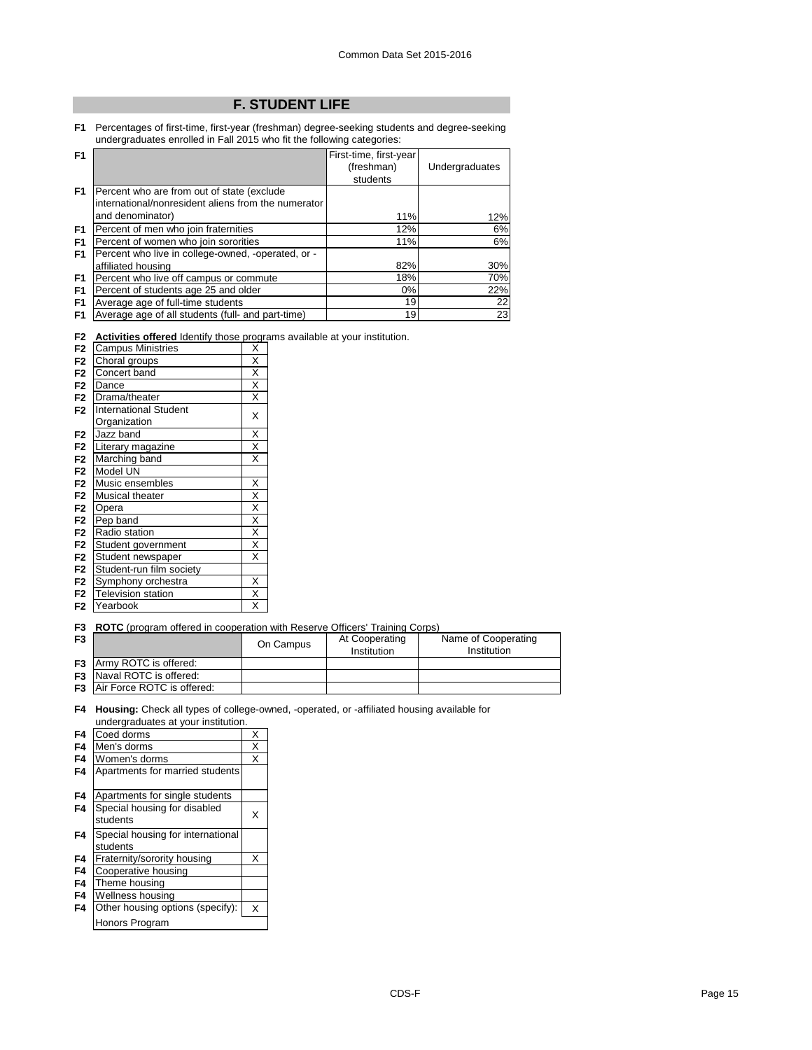## F. STUDENT LIFE

**F1** Percentages of first-time, first-year (freshman) degree-seeking students and degree-seeking undergraduates enrolled in Fall 2015 who fit the following categories:

| F1 | | First-time, first-year (freshman) students | Undergraduates |
|---|---|---|---|
| F1 | Percent who are from out of state (exclude international/nonresident aliens from the numerator and denominator) | 11% | 12% |
| F1 | Percent of men who join fraternities | 12% | 6% |
| F1 | Percent of women who join sororities | 11% | 6% |
| F1 | Percent who live in college-owned, -operated, or -affiliated housing | 82% | 30% |
| F1 | Percent who live off campus or commute | 18% | 70% |
| F1 | Percent of students age 25 and older | 0% | 22% |
| F1 | Average age of full-time students | 19 | 22 |
| F1 | Average age of all students (full- and part-time) | 19 | 23 |

**F2** **Activities offered** Identify those programs available at your institution.

| | Activity | |
|---|---|---|
| F2 | Campus Ministries | X |
| F2 | Choral groups | X |
| F2 | Concert band | X |
| F2 | Dance | X |
| F2 | Drama/theater | X |
| F2 | International Student Organization | X |
| F2 | Jazz band | X |
| F2 | Literary magazine | X |
| F2 | Marching band | X |
| F2 | Model UN | |
| F2 | Music ensembles | X |
| F2 | Musical theater | X |
| F2 | Opera | X |
| F2 | Pep band | X |
| F2 | Radio station | X |
| F2 | Student government | X |
| F2 | Student newspaper | X |
| F2 | Student-run film society | |
| F2 | Symphony orchestra | X |
| F2 | Television station | X |
| F2 | Yearbook | X |

**F3** **ROTC** (program offered in cooperation with Reserve Officers' Training Corps)

| F3 | | On Campus | At Cooperating Institution | Name of Cooperating Institution |
|---|---|---|---|---|
| F3 | Army ROTC is offered: | | | |
| F3 | Naval ROTC is offered: | | | |
| F3 | Air Force ROTC is offered: | | | |

**F4** **Housing:** Check all types of college-owned, -operated, or -affiliated housing available for undergraduates at your institution.

| | Housing type | |
|---|---|---|
| F4 | Coed dorms | X |
| F4 | Men's dorms | X |
| F4 | Women's dorms | X |
| F4 | Apartments for married students | |
| F4 | Apartments for single students | |
| F4 | Special housing for disabled students | X |
| F4 | Special housing for international students | |
| F4 | Fraternity/sorority housing | X |
| F4 | Cooperative housing | |
| F4 | Theme housing | |
| F4 | Wellness housing | |
| F4 | Other housing options (specify): | X |
| | Honors Program | |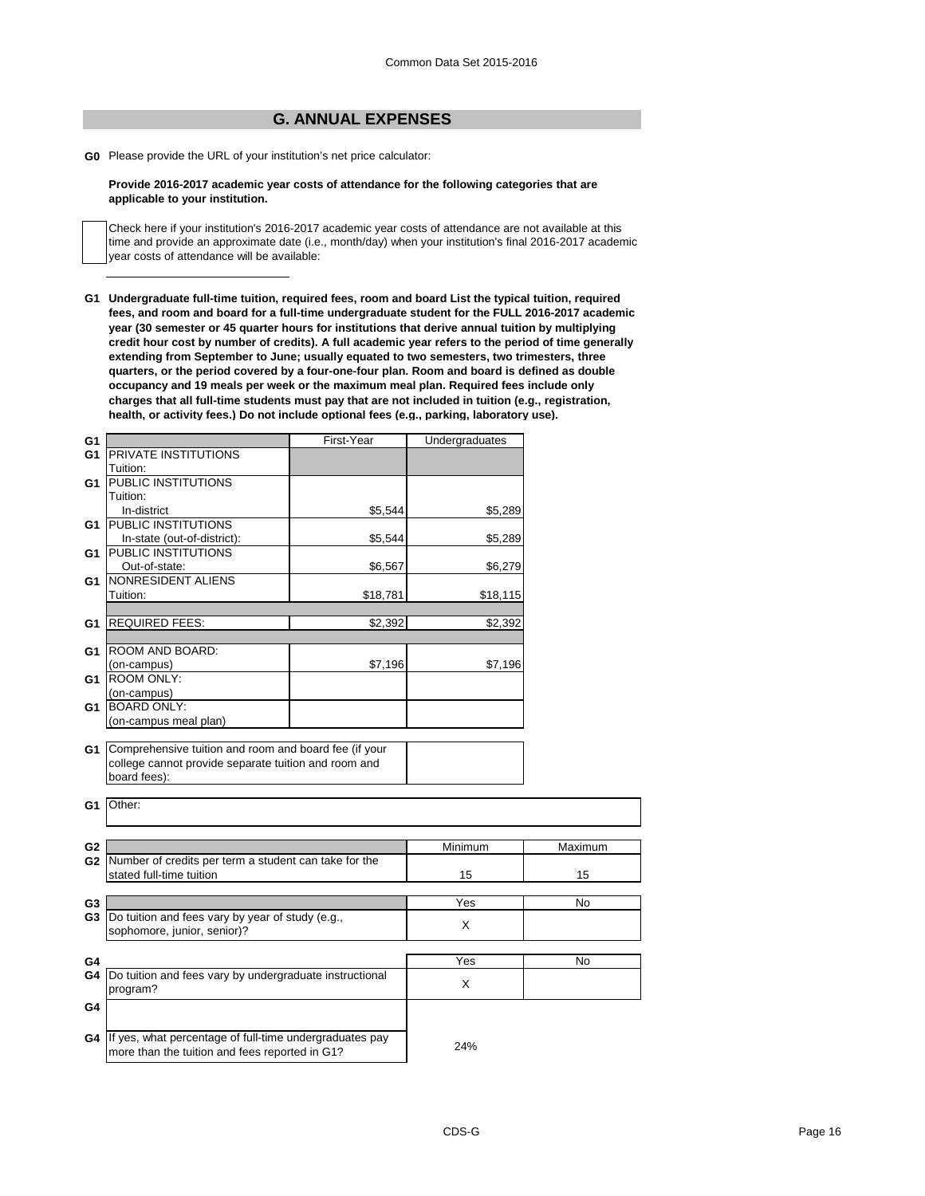## G. ANNUAL EXPENSES

**G0** Please provide the URL of your institution's net price calculator:

**Provide 2016-2017 academic year costs of attendance for the following categories that are applicable to your institution.**

Check here if your institution's 2016-2017 academic year costs of attendance are not available at this time and provide an approximate date (i.e., month/day) when your institution's final 2016-2017 academic year costs of attendance will be available:

**G1 Undergraduate full-time tuition, required fees, room and board List the typical tuition, required fees, and room and board for a full-time undergraduate student for the FULL 2016-2017 academic year (30 semester or 45 quarter hours for institutions that derive annual tuition by multiplying credit hour cost by number of credits). A full academic year refers to the period of time generally extending from September to June; usually equated to two semesters, two trimesters, three quarters, or the period covered by a four-one-four plan. Room and board is defined as double occupancy and 19 meals per week or the maximum meal plan. Required fees include only charges that all full-time students must pay that are not included in tuition (e.g., registration, health, or activity fees.) Do not include optional fees (e.g., parking, laboratory use).**

| | | First-Year | Undergraduates |
|---|---|---|---|
| G1 | PRIVATE INSTITUTIONS Tuition: | | |
| G1 | PUBLIC INSTITUTIONS Tuition: In-district | $5,544 | $5,289 |
| G1 | PUBLIC INSTITUTIONS In-state (out-of-district): | $5,544 | $5,289 |
| G1 | PUBLIC INSTITUTIONS Out-of-state: | $6,567 | $6,279 |
| G1 | NONRESIDENT ALIENS Tuition: | $18,781 | $18,115 |
| G1 | REQUIRED FEES: | $2,392 | $2,392 |
| G1 | ROOM AND BOARD: (on-campus) | $7,196 | $7,196 |
| G1 | ROOM ONLY: (on-campus) | | |
| G1 | BOARD ONLY: (on-campus meal plan) | | |
| G1 | Comprehensive tuition and room and board fee (if your college cannot provide separate tuition and room and board fees): | | |
| G1 | Other: | | |

| | | Minimum | Maximum |
|---|---|---|---|
| G2 | Number of credits per term a student can take for the stated full-time tuition | 15 | 15 |

| | | Yes | No |
|---|---|---|---|
| G3 | Do tuition and fees vary by year of study (e.g., sophomore, junior, senior)? | X | |

| | | Yes | No |
|---|---|---|---|
| G4 | Do tuition and fees vary by undergraduate instructional program? | X | |
| G4 | | | |
| G4 | If yes, what percentage of full-time undergraduates pay more than the tuition and fees reported in G1? | 24% | |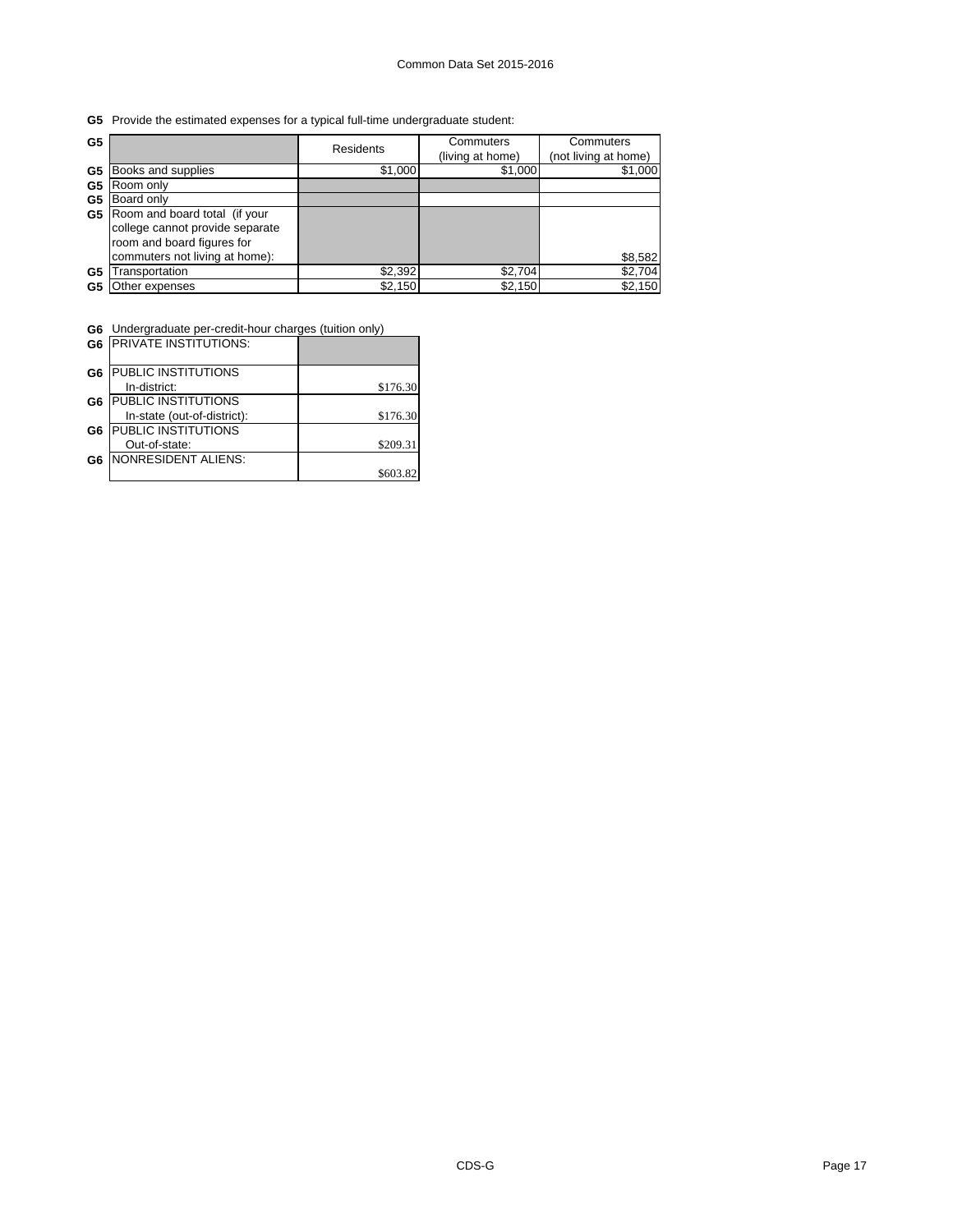**G5** Provide the estimated expenses for a typical full-time undergraduate student:

| G5 | | Residents | Commuters (living at home) | Commuters (not living at home) |
|---|---|---|---|---|
| G5 | Books and supplies | $1,000 | $1,000 | $1,000 |
| G5 | Room only | | | |
| G5 | Board only | | | |
| G5 | Room and board total (if your college cannot provide separate room and board figures for commuters not living at home): | | | $8,582 |
| G5 | Transportation | $2,392 | $2,704 | $2,704 |
| G5 | Other expenses | $2,150 | $2,150 | $2,150 |

**G6** Undergraduate per-credit-hour charges (tuition only)

| G6 | | |
|---|---|---|
| G6 | PRIVATE INSTITUTIONS: | |
| G6 | PUBLIC INSTITUTIONS In-district: | $176.30 |
| G6 | PUBLIC INSTITUTIONS In-state (out-of-district): | $176.30 |
| G6 | PUBLIC INSTITUTIONS Out-of-state: | $209.31 |
| G6 | NONRESIDENT ALIENS: | $603.82 |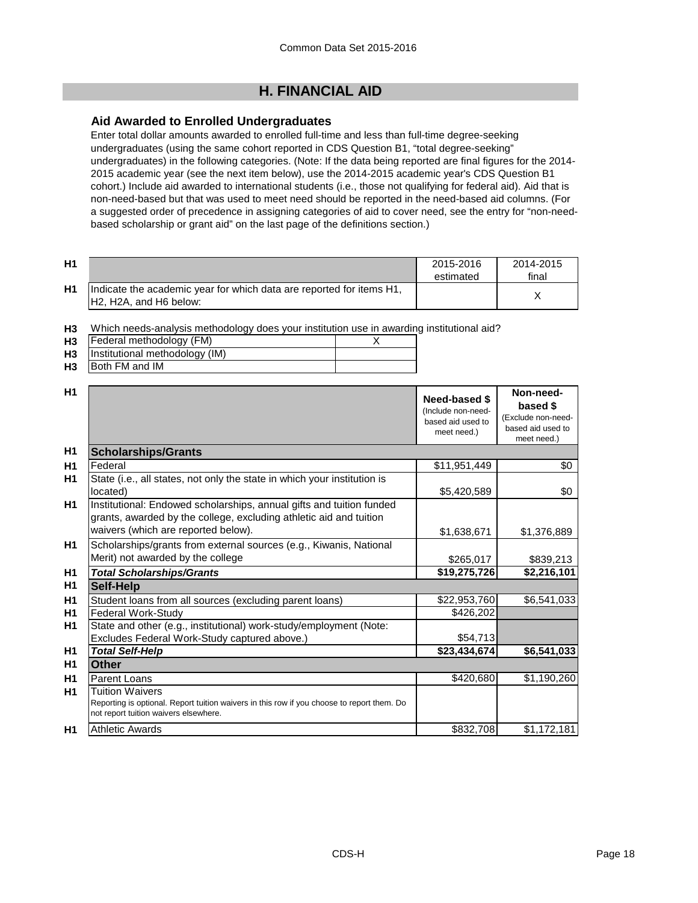## H. FINANCIAL AID

### Aid Awarded to Enrolled Undergraduates

Enter total dollar amounts awarded to enrolled full-time and less than full-time degree-seeking undergraduates (using the same cohort reported in CDS Question B1, "total degree-seeking" undergraduates) in the following categories. (Note: If the data being reported are final figures for the 2014-2015 academic year (see the next item below), use the 2014-2015 academic year's CDS Question B1 cohort.) Include aid awarded to international students (i.e., those not qualifying for federal aid). Aid that is non-need-based but that was used to meet need should be reported in the need-based aid columns. (For a suggested order of precedence in assigning categories of aid to cover need, see the entry for "non-need-based scholarship or grant aid" on the last page of the definitions section.)

| | | 2015-2016 estimated | 2014-2015 final |
|---|---|---|---|
| H1 | Indicate the academic year for which data are reported for items H1, H2, H2A, and H6 below: | | X |

**H3** Which needs-analysis methodology does your institution use in awarding institutional aid?

| | | |
|---|---|---|
| H3 | Federal methodology (FM) | X |
| H3 | Institutional methodology (IM) | |
| H3 | Both FM and IM | |

| | | Need-based $ (Include non-need-based aid used to meet need.) | Non-need-based $ (Exclude non-need-based aid used to meet need.) |
|---|---|---|---|
| H1 | **Scholarships/Grants** | | |
| H1 | Federal | $11,951,449 | $0 |
| H1 | State (i.e., all states, not only the state in which your institution is located) | $5,420,589 | $0 |
| H1 | Institutional: Endowed scholarships, annual gifts and tuition funded grants, awarded by the college, excluding athletic aid and tuition waivers (which are reported below). | $1,638,671 | $1,376,889 |
| H1 | Scholarships/grants from external sources (e.g., Kiwanis, National Merit) not awarded by the college | $265,017 | $839,213 |
| H1 | ***Total Scholarships/Grants*** | **$19,275,726** | **$2,216,101** |
| H1 | **Self-Help** | | |
| H1 | Student loans from all sources (excluding parent loans) | $22,953,760 | $6,541,033 |
| H1 | Federal Work-Study | $426,202 | |
| H1 | State and other (e.g., institutional) work-study/employment (Note: Excludes Federal Work-Study captured above.) | $54,713 | |
| H1 | ***Total Self-Help*** | **$23,434,674** | **$6,541,033** |
| H1 | **Other** | | |
| H1 | Parent Loans | $420,680 | $1,190,260 |
| H1 | Tuition Waivers<br>Reporting is optional. Report tuition waivers in this row if you choose to report them. Do not report tuition waivers elsewhere. | | |
| H1 | Athletic Awards | $832,708 | $1,172,181 |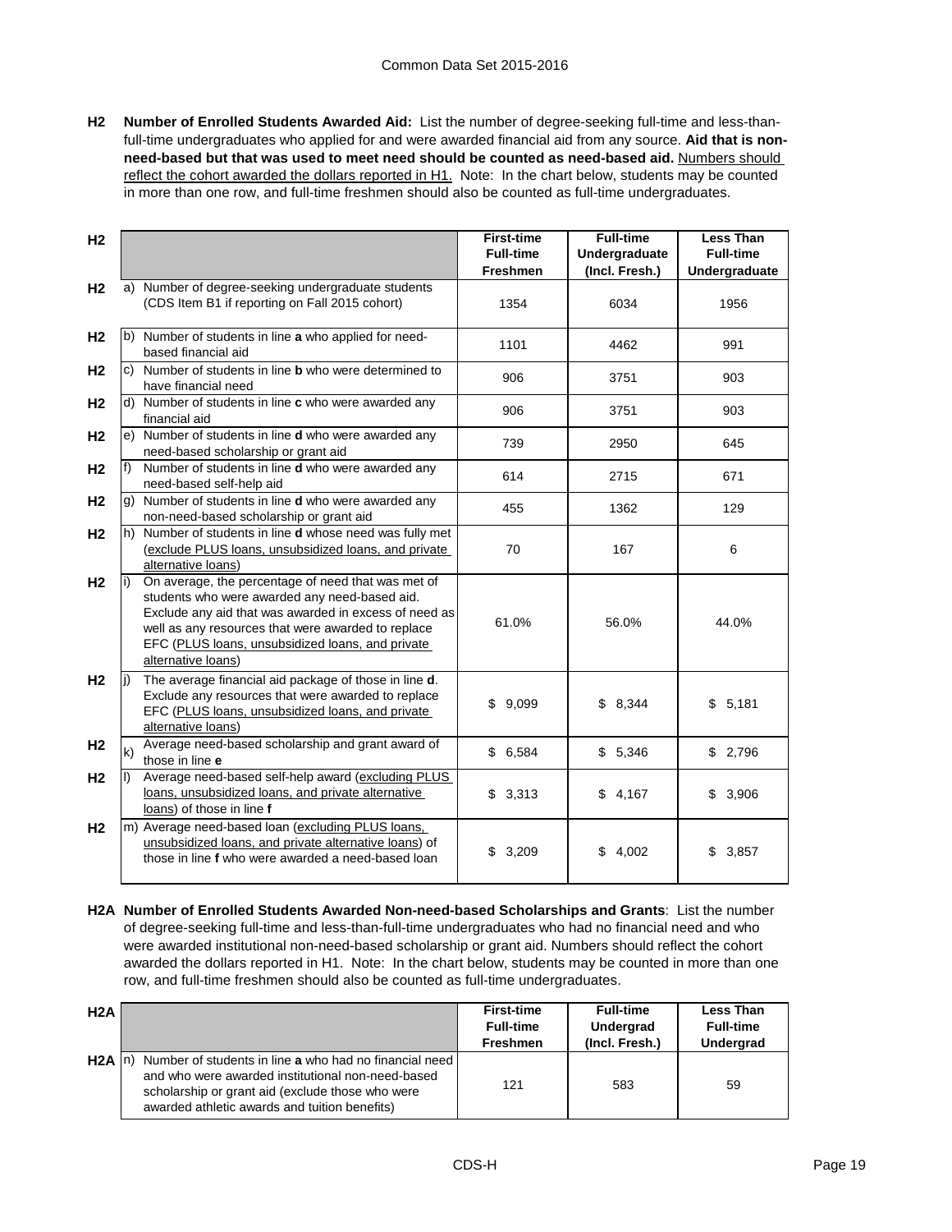**H2 Number of Enrolled Students Awarded Aid:** List the number of degree-seeking full-time and less-than-full-time undergraduates who applied for and were awarded financial aid from any source. **Aid that is non-need-based but that was used to meet need should be counted as need-based aid.** Numbers should reflect the cohort awarded the dollars reported in H1. Note: In the chart below, students may be counted in more than one row, and full-time freshmen should also be counted as full-time undergraduates.

| H2 | | First-time Full-time Freshmen | Full-time Undergraduate (Incl. Fresh.) | Less Than Full-time Undergraduate |
|---|---|---|---|---|
| H2 | a) Number of degree-seeking undergraduate students (CDS Item B1 if reporting on Fall 2015 cohort) | 1354 | 6034 | 1956 |
| H2 | b) Number of students in line **a** who applied for need-based financial aid | 1101 | 4462 | 991 |
| H2 | c) Number of students in line **b** who were determined to have financial need | 906 | 3751 | 903 |
| H2 | d) Number of students in line **c** who were awarded any financial aid | 906 | 3751 | 903 |
| H2 | e) Number of students in line **d** who were awarded any need-based scholarship or grant aid | 739 | 2950 | 645 |
| H2 | f) Number of students in line **d** who were awarded any need-based self-help aid | 614 | 2715 | 671 |
| H2 | g) Number of students in line **d** who were awarded any non-need-based scholarship or grant aid | 455 | 1362 | 129 |
| H2 | h) Number of students in line **d** whose need was fully met (exclude PLUS loans, unsubsidized loans, and private alternative loans) | 70 | 167 | 6 |
| H2 | i) On average, the percentage of need that was met of students who were awarded any need-based aid. Exclude any aid that was awarded in excess of need as well as any resources that were awarded to replace EFC (PLUS loans, unsubsidized loans, and private alternative loans) | 61.0% | 56.0% | 44.0% |
| H2 | j) The average financial aid package of those in line **d**. Exclude any resources that were awarded to replace EFC (PLUS loans, unsubsidized loans, and private alternative loans) | $ 9,099 | $ 8,344 | $ 5,181 |
| H2 | k) Average need-based scholarship and grant award of those in line **e** | $ 6,584 | $ 5,346 | $ 2,796 |
| H2 | l) Average need-based self-help award (excluding PLUS loans, unsubsidized loans, and private alternative loans) of those in line **f** | $ 3,313 | $ 4,167 | $ 3,906 |
| H2 | m) Average need-based loan (excluding PLUS loans, unsubsidized loans, and private alternative loans) of those in line **f** who were awarded a need-based loan | $ 3,209 | $ 4,002 | $ 3,857 |

**H2A Number of Enrolled Students Awarded Non-need-based Scholarships and Grants**: List the number of degree-seeking full-time and less-than-full-time undergraduates who had no financial need and who were awarded institutional non-need-based scholarship or grant aid. Numbers should reflect the cohort awarded the dollars reported in H1. Note: In the chart below, students may be counted in more than one row, and full-time freshmen should also be counted as full-time undergraduates.

| H2A | | First-time Full-time Freshmen | Full-time Undergrad (Incl. Fresh.) | Less Than Full-time Undergrad |
|---|---|---|---|---|
| H2A | n) Number of students in line **a** who had no financial need and who were awarded institutional non-need-based scholarship or grant aid (exclude those who were awarded athletic awards and tuition benefits) | 121 | 583 | 59 |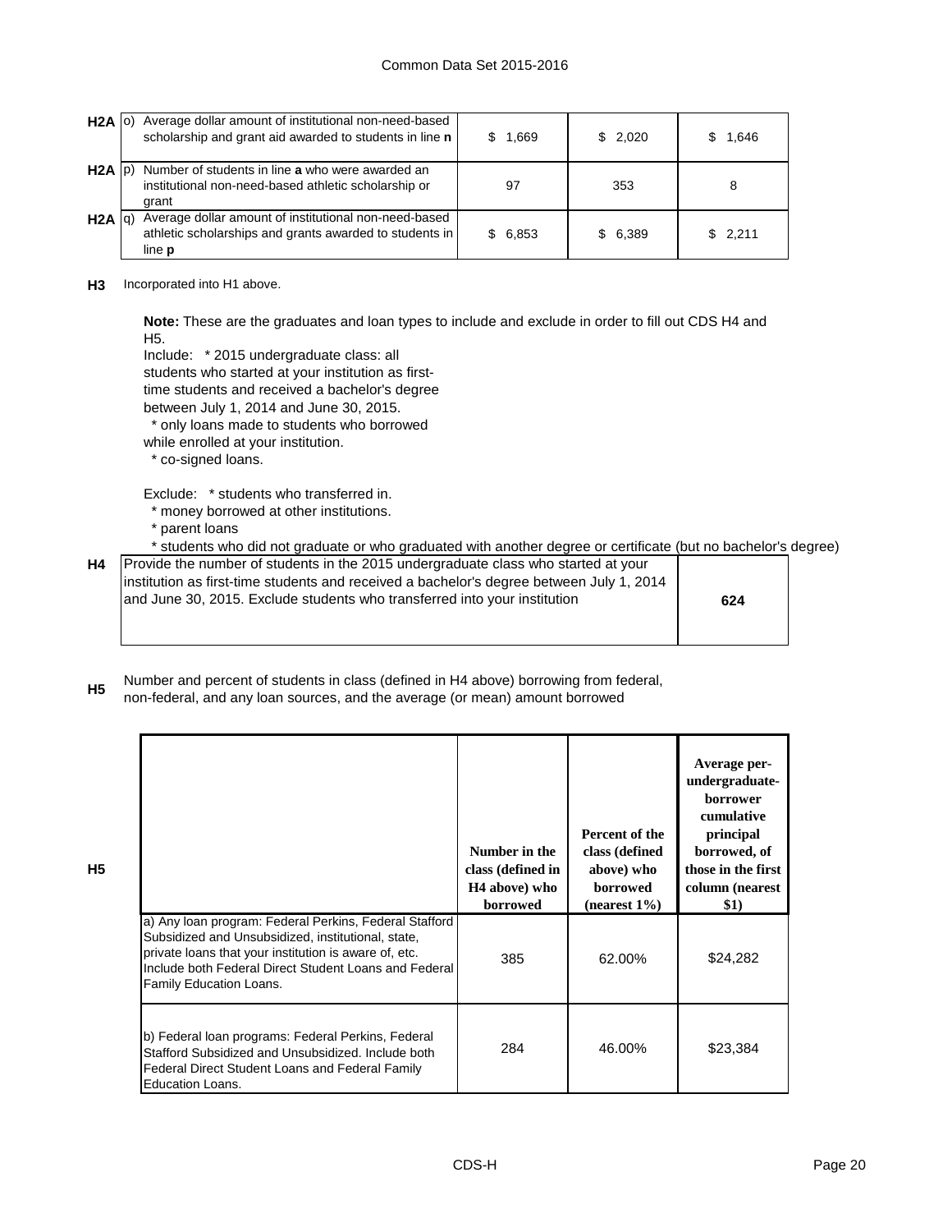| | | | | |
|---|---|---|---|---|
| **H2A** | o) Average dollar amount of institutional non-need-based scholarship and grant aid awarded to students in line **n** | $ 1,669 | $ 2,020 | $ 1,646 |
| **H2A** | p) Number of students in line **a** who were awarded an institutional non-need-based athletic scholarship or grant | 97 | 353 | 8 |
| **H2A** | q) Average dollar amount of institutional non-need-based athletic scholarships and grants awarded to students in line **p** | $ 6,853 | $ 6,389 | $ 2,211 |

**H3** Incorporated into H1 above.

**Note:** These are the graduates and loan types to include and exclude in order to fill out CDS H4 and H5.

Include:
- * 2015 undergraduate class: all students who started at your institution as first-time students and received a bachelor's degree between July 1, 2014 and June 30, 2015.
- * only loans made to students who borrowed while enrolled at your institution.
- * co-signed loans.

Exclude:
- * students who transferred in.
- * money borrowed at other institutions.
- * parent loans
- * students who did not graduate or who graduated with another degree or certificate (but no bachelor's degree)

| | | |
|---|---|---|
| **H4** | Provide the number of students in the 2015 undergraduate class who started at your institution as first-time students and received a bachelor's degree between July 1, 2014 and June 30, 2015. Exclude students who transferred into your institution | **624** |

**H5** Number and percent of students in class (defined in H4 above) borrowing from federal, non-federal, and any loan sources, and the average (or mean) amount borrowed

| **H5** | **Number in the class (defined in H4 above) who borrowed** | **Percent of the class (defined above) who borrowed (nearest 1%)** | **Average per-undergraduate-borrower cumulative principal borrowed, of those in the first column (nearest $1)** |
|---|---|---|---|
| a) Any loan program: Federal Perkins, Federal Stafford Subsidized and Unsubsidized, institutional, state, private loans that your institution is aware of, etc. Include both Federal Direct Student Loans and Federal Family Education Loans. | 385 | 62.00% | $24,282 |
| b) Federal loan programs: Federal Perkins, Federal Stafford Subsidized and Unsubsidized. Include both Federal Direct Student Loans and Federal Family Education Loans. | 284 | 46.00% | $23,384 |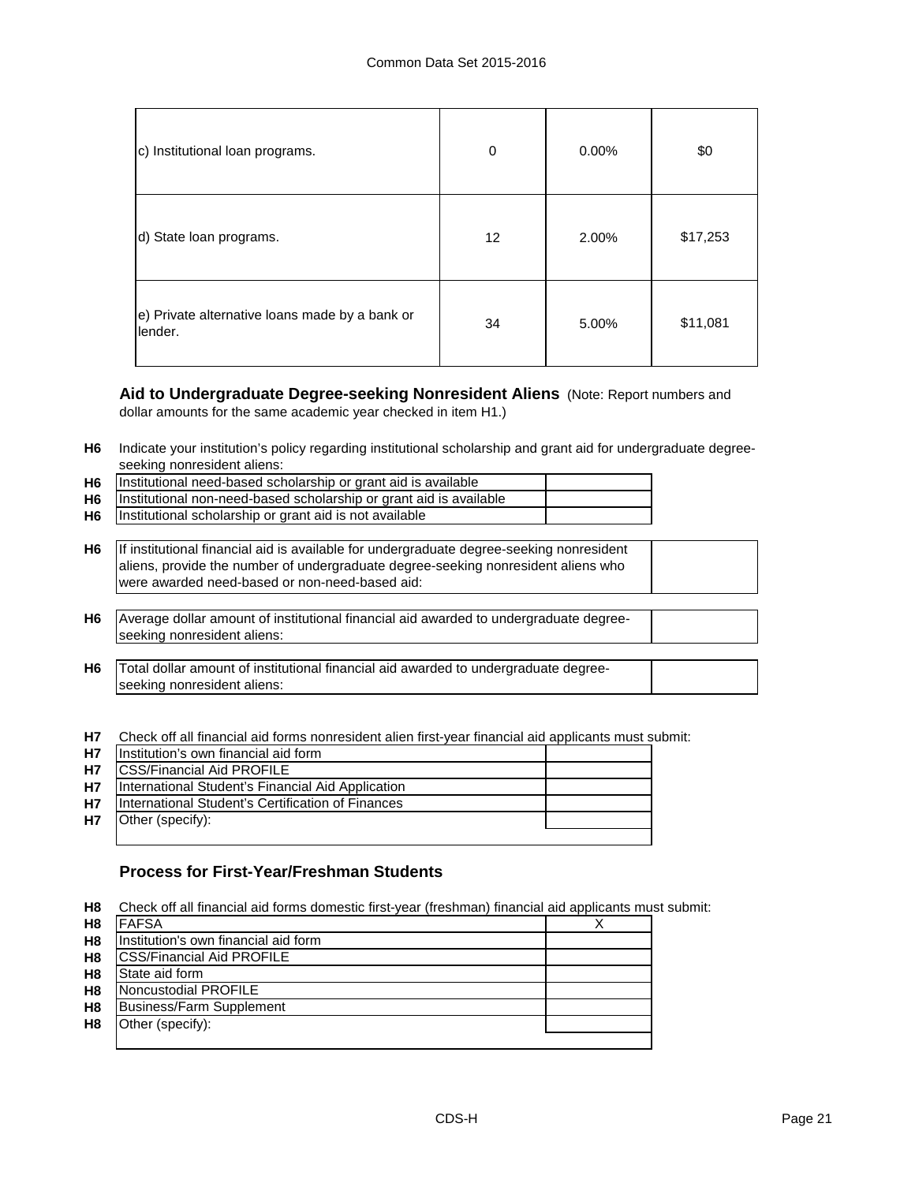| | | | |
|---|---|---|---|
| c) Institutional loan programs. | 0 | 0.00% | $0 |
| d) State loan programs. | 12 | 2.00% | $17,253 |
| e) Private alternative loans made by a bank or lender. | 34 | 5.00% | $11,081 |

### Aid to Undergraduate Degree-seeking Nonresident Aliens

(Note: Report numbers and dollar amounts for the same academic year checked in item H1.)

**H6** Indicate your institution's policy regarding institutional scholarship and grant aid for undergraduate degree-seeking nonresident aliens:

| | | |
|---|---|---|
| H6 | Institutional need-based scholarship or grant aid is available | |
| H6 | Institutional non-need-based scholarship or grant aid is available | |
| H6 | Institutional scholarship or grant aid is not available | |

| | | |
|---|---|---|
| H6 | If institutional financial aid is available for undergraduate degree-seeking nonresident aliens, provide the number of undergraduate degree-seeking nonresident aliens who were awarded need-based or non-need-based aid: | |
| H6 | Average dollar amount of institutional financial aid awarded to undergraduate degree-seeking nonresident aliens: | |
| H6 | Total dollar amount of institutional financial aid awarded to undergraduate degree-seeking nonresident aliens: | |

**H7** Check off all financial aid forms nonresident alien first-year financial aid applicants must submit:

| | | |
|---|---|---|
| H7 | Institution's own financial aid form | |
| H7 | CSS/Financial Aid PROFILE | |
| H7 | International Student's Financial Aid Application | |
| H7 | International Student's Certification of Finances | |
| H7 | Other (specify): | |

### Process for First-Year/Freshman Students

**H8** Check off all financial aid forms domestic first-year (freshman) financial aid applicants must submit:

| | | |
|---|---|---|
| H8 | FAFSA | X |
| H8 | Institution's own financial aid form | |
| H8 | CSS/Financial Aid PROFILE | |
| H8 | State aid form | |
| H8 | Noncustodial PROFILE | |
| H8 | Business/Farm Supplement | |
| H8 | Other (specify): | |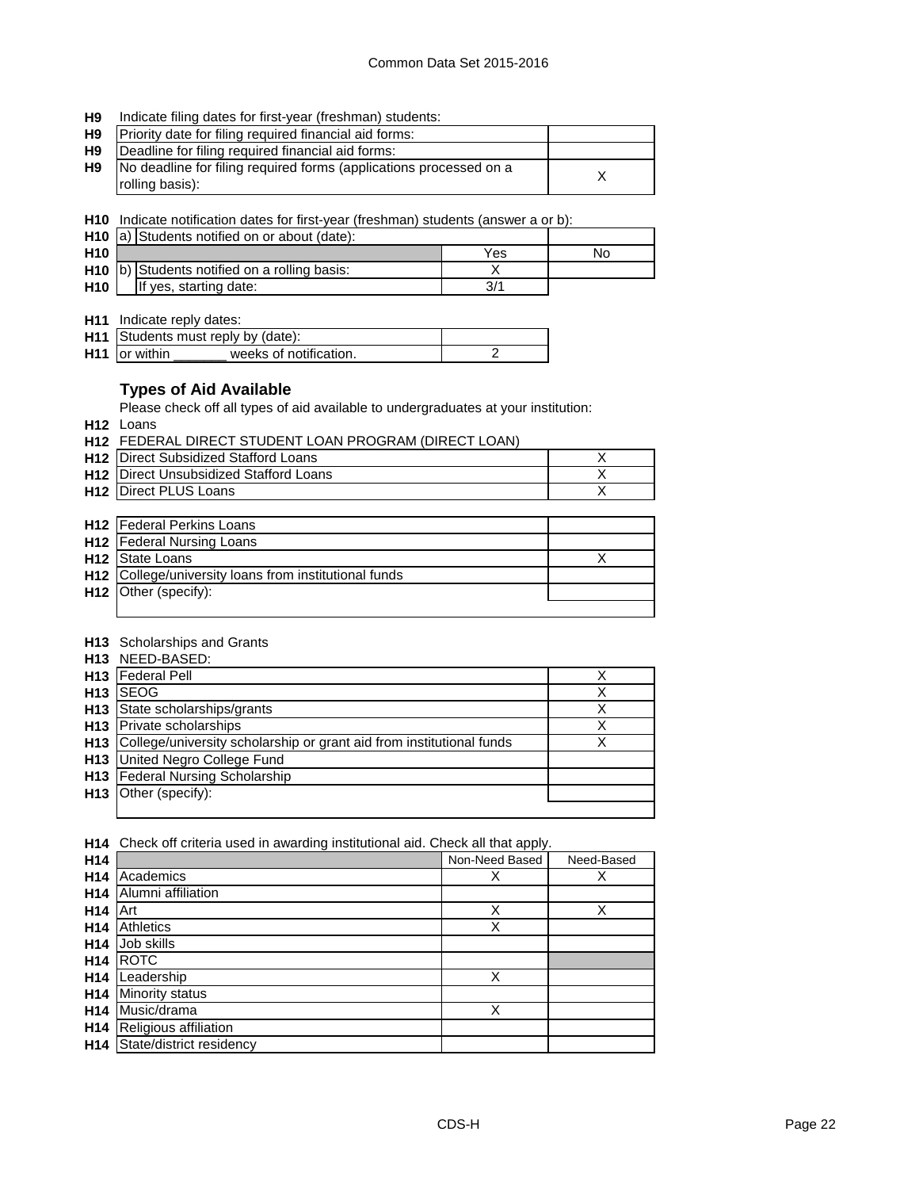**H9** Indicate filing dates for first-year (freshman) students:

| | | |
|---|---|---|
| H9 | Priority date for filing required financial aid forms: | |
| H9 | Deadline for filing required financial aid forms: | |
| H9 | No deadline for filing required forms (applications processed on a rolling basis): | X |

**H10** Indicate notification dates for first-year (freshman) students (answer a or b):

| | | | |
|---|---|---|---|
| H10 | a) Students notified on or about (date): | | |
| H10 | | Yes | No |
| H10 | b) Students notified on a rolling basis: | X | |
| H10 | If yes, starting date: | 3/1 | |

**H11** Indicate reply dates:

| | | |
|---|---|---|
| H11 | Students must reply by (date): | |
| H11 | or within _______ weeks of notification. | 2 |

### Types of Aid Available

Please check off all types of aid available to undergraduates at your institution:

**H12** Loans

**H12** FEDERAL DIRECT STUDENT LOAN PROGRAM (DIRECT LOAN)

| | | |
|---|---|---|
| H12 | Direct Subsidized Stafford Loans | X |
| H12 | Direct Unsubsidized Stafford Loans | X |
| H12 | Direct PLUS Loans | X |

| | | |
|---|---|---|
| H12 | Federal Perkins Loans | |
| H12 | Federal Nursing Loans | |
| H12 | State Loans | X |
| H12 | College/university loans from institutional funds | |
| H12 | Other (specify): | |

**H13** Scholarships and Grants

**H13** NEED-BASED:

| | | |
|---|---|---|
| H13 | Federal Pell | X |
| H13 | SEOG | X |
| H13 | State scholarships/grants | X |
| H13 | Private scholarships | X |
| H13 | College/university scholarship or grant aid from institutional funds | X |
| H13 | United Negro College Fund | |
| H13 | Federal Nursing Scholarship | |
| H13 | Other (specify): | |

**H14** Check off criteria used in awarding institutional aid. Check all that apply.

| | | Non-Need Based | Need-Based |
|---|---|---|---|
| H14 | Academics | X | X |
| H14 | Alumni affiliation | | |
| H14 | Art | X | X |
| H14 | Athletics | X | |
| H14 | Job skills | | |
| H14 | ROTC | | |
| H14 | Leadership | X | |
| H14 | Minority status | | |
| H14 | Music/drama | X | |
| H14 | Religious affiliation | | |
| H14 | State/district residency | | |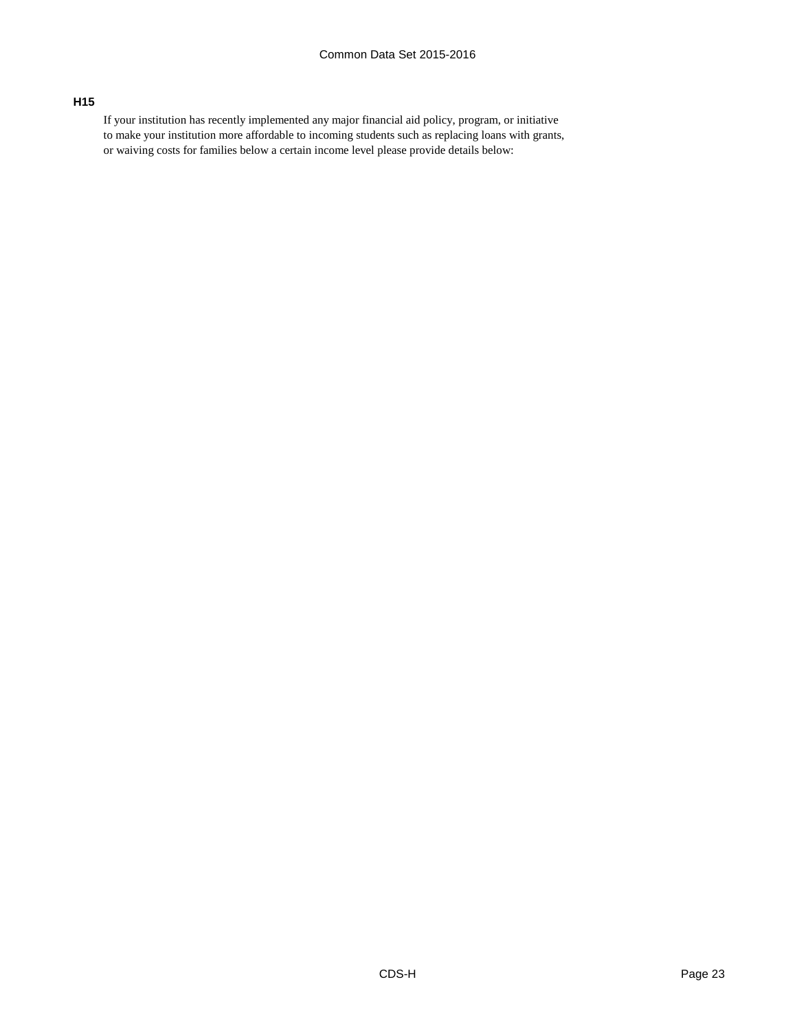### H15

If your institution has recently implemented any major financial aid policy, program, or initiative to make your institution more affordable to incoming students such as replacing loans with grants, or waiving costs for families below a certain income level please provide details below: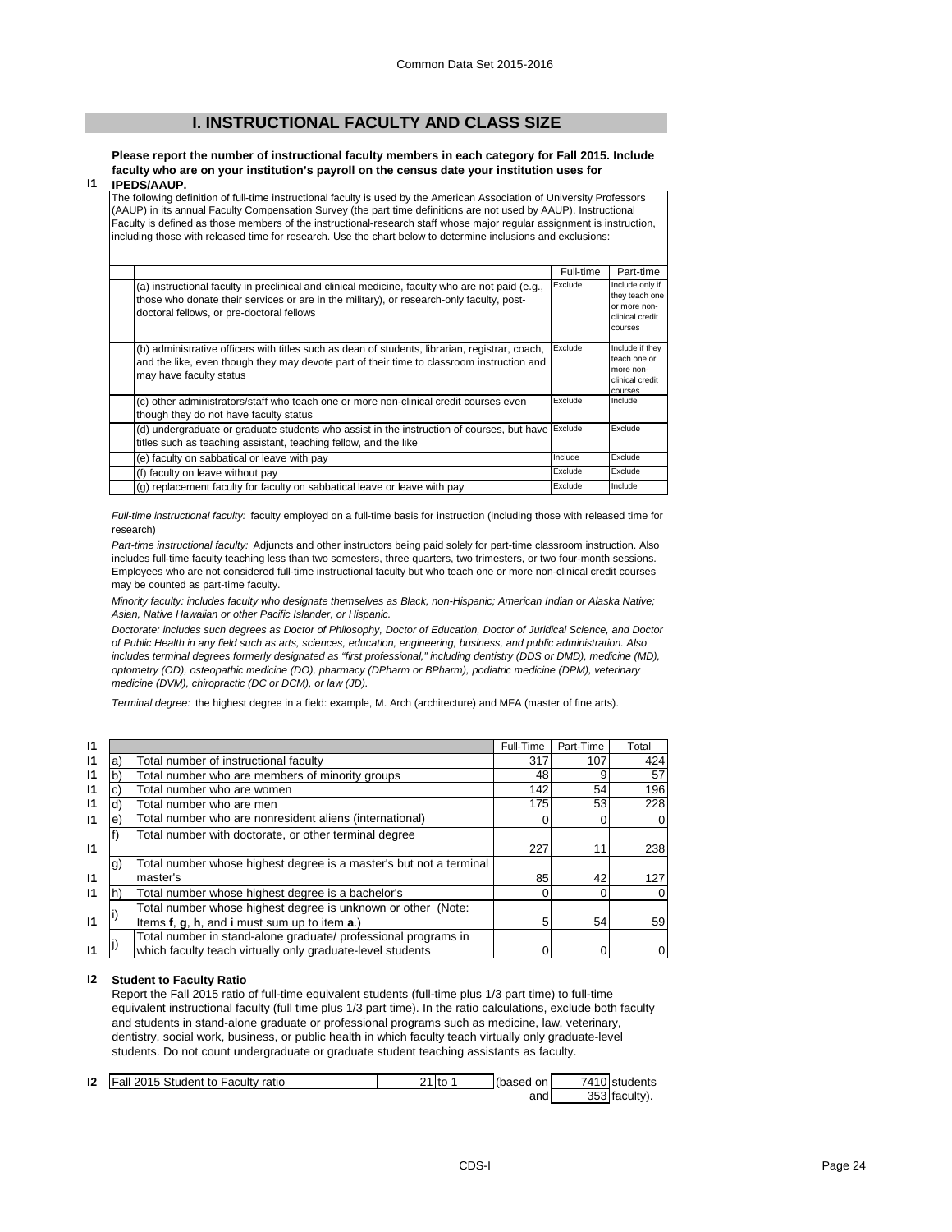## I. INSTRUCTIONAL FACULTY AND CLASS SIZE

**I1** **Please report the number of instructional faculty members in each category for Fall 2015. Include faculty who are on your institution's payroll on the census date your institution uses for IPEDS/AAUP.**

The following definition of full-time instructional faculty is used by the American Association of University Professors (AAUP) in its annual Faculty Compensation Survey (the part time definitions are not used by AAUP). Instructional Faculty is defined as those members of the instructional-research staff whose major regular assignment is instruction, including those with released time for research. Use the chart below to determine inclusions and exclusions:

| | Full-time | Part-time |
|---|---|---|
| (a) instructional faculty in preclinical and clinical medicine, faculty who are not paid (e.g., those who donate their services or are in the military), or research-only faculty, post-doctoral fellows, or pre-doctoral fellows | Exclude | Include only if they teach one or more non-clinical credit courses |
| (b) administrative officers with titles such as dean of students, librarian, registrar, coach, and the like, even though they may devote part of their time to classroom instruction and may have faculty status | Exclude | Include if they teach one or more non-clinical credit courses |
| (c) other administrators/staff who teach one or more non-clinical credit courses even though they do not have faculty status | Exclude | Include |
| (d) undergraduate or graduate students who assist in the instruction of courses, but have titles such as teaching assistant, teaching fellow, and the like | Exclude | Exclude |
| (e) faculty on sabbatical or leave with pay | Include | Exclude |
| (f) faculty on leave without pay | Exclude | Exclude |
| (g) replacement faculty for faculty on sabbatical leave or leave with pay | Exclude | Include |

*Full-time instructional faculty:* faculty employed on a full-time basis for instruction (including those with released time for research)

*Part-time instructional faculty:* Adjuncts and other instructors being paid solely for part-time classroom instruction. Also includes full-time faculty teaching less than two semesters, three quarters, two trimesters, or two four-month sessions. Employees who are not considered full-time instructional faculty but who teach one or more non-clinical credit courses may be counted as part-time faculty.

*Minority faculty: includes faculty who designate themselves as Black, non-Hispanic; American Indian or Alaska Native; Asian, Native Hawaiian or other Pacific Islander, or Hispanic.*

*Doctorate: includes such degrees as Doctor of Philosophy, Doctor of Education, Doctor of Juridical Science, and Doctor of Public Health in any field such as arts, sciences, education, engineering, business, and public administration. Also includes terminal degrees formerly designated as "first professional," including dentistry (DDS or DMD), medicine (MD), optometry (OD), osteopathic medicine (DO), pharmacy (DPharm or BPharm), podiatric medicine (DPM), veterinary medicine (DVM), chiropractic (DC or DCM), or law (JD).*

*Terminal degree:* the highest degree in a field: example, M. Arch (architecture) and MFA (master of fine arts).

| | | | Full-Time | Part-Time | Total |
|---|---|---|---|---|---|
| I1 | a) | Total number of instructional faculty | 317 | 107 | 424 |
| I1 | b) | Total number who are members of minority groups | 48 | 9 | 57 |
| I1 | c) | Total number who are women | 142 | 54 | 196 |
| I1 | d) | Total number who are men | 175 | 53 | 228 |
| I1 | e) | Total number who are nonresident aliens (international) | 0 | 0 | 0 |
| I1 | f) | Total number with doctorate, or other terminal degree | 227 | 11 | 238 |
| I1 | g) | Total number whose highest degree is a master's but not a terminal master's | 85 | 42 | 127 |
| I1 | h) | Total number whose highest degree is a bachelor's | 0 | 0 | 0 |
| I1 | i) | Total number whose highest degree is unknown or other (Note: Items **f**, **g**, **h**, and **i** must sum up to item **a**.) | 5 | 54 | 59 |
| I1 | j) | Total number in stand-alone graduate/ professional programs in which faculty teach virtually only graduate-level students | 0 | 0 | 0 |

**I2** **Student to Faculty Ratio**

Report the Fall 2015 ratio of full-time equivalent students (full-time plus 1/3 part time) to full-time equivalent instructional faculty (full time plus 1/3 part time). In the ratio calculations, exclude both faculty and students in stand-alone graduate or professional programs such as medicine, law, veterinary, dentistry, social work, business, or public health in which faculty teach virtually only graduate-level students. Do not count undergraduate or graduate student teaching assistants as faculty.

| | | | | | |
|---|---|---|---|---|---|
| I2 | Fall 2015 Student to Faculty ratio | 21 to 1 | (based on | 7410 | students |
| | | | and | 353 | faculty). |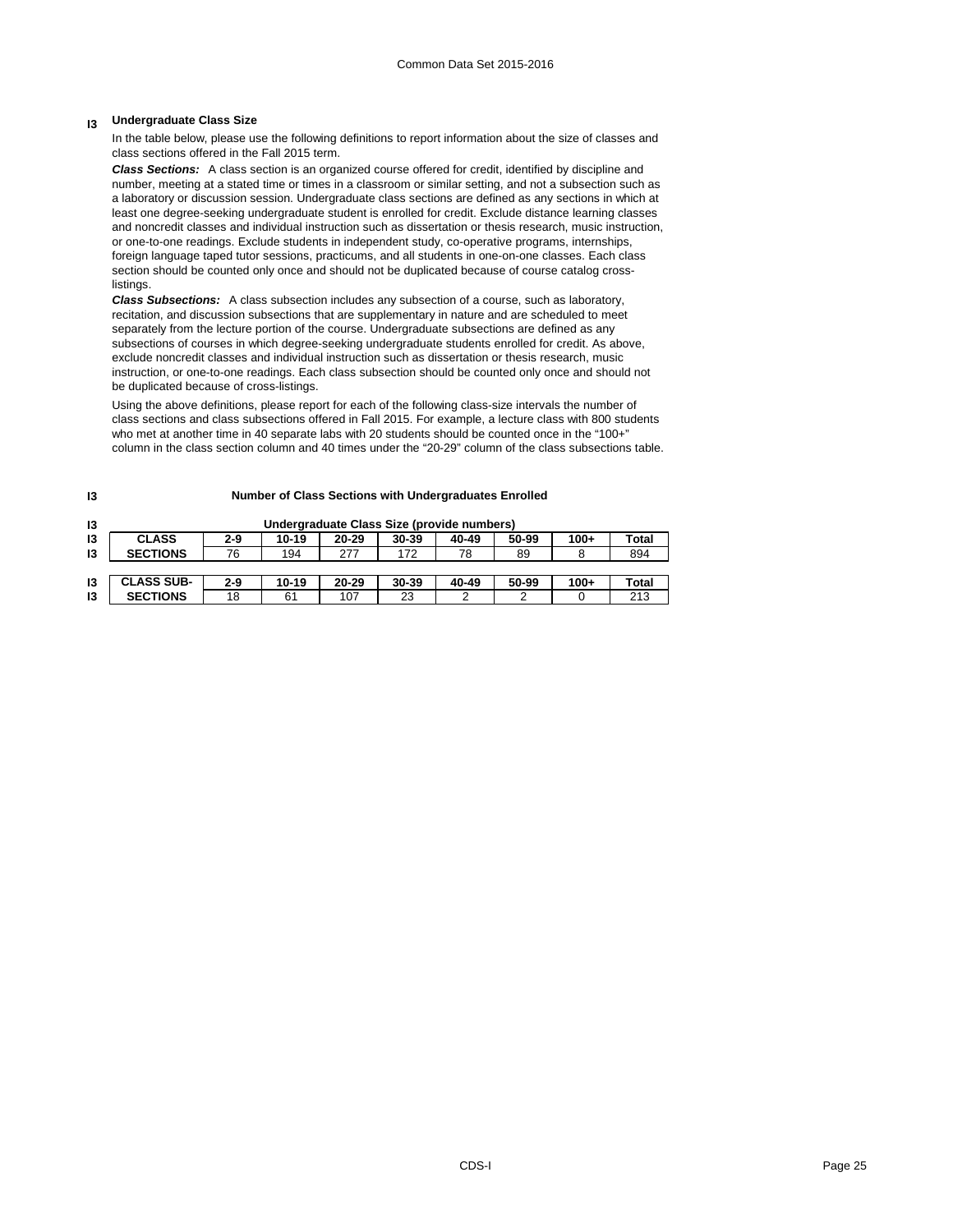## I3 Undergraduate Class Size

In the table below, please use the following definitions to report information about the size of classes and class sections offered in the Fall 2015 term.

***Class Sections:*** A class section is an organized course offered for credit, identified by discipline and number, meeting at a stated time or times in a classroom or similar setting, and not a subsection such as a laboratory or discussion session. Undergraduate class sections are defined as any sections in which at least one degree-seeking undergraduate student is enrolled for credit. Exclude distance learning classes and noncredit classes and individual instruction such as dissertation or thesis research, music instruction, or one-to-one readings. Exclude students in independent study, co-operative programs, internships, foreign language taped tutor sessions, practicums, and all students in one-on-one classes. Each class section should be counted only once and should not be duplicated because of course catalog cross-listings.

***Class Subsections:*** A class subsection includes any subsection of a course, such as laboratory, recitation, and discussion subsections that are supplementary in nature and are scheduled to meet separately from the lecture portion of the course. Undergraduate subsections are defined as any subsections of courses in which degree-seeking undergraduate students enrolled for credit. As above, exclude noncredit classes and individual instruction such as dissertation or thesis research, music instruction, or one-to-one readings. Each class subsection should be counted only once and should not be duplicated because of cross-listings.

Using the above definitions, please report for each of the following class-size intervals the number of class sections and class subsections offered in Fall 2015. For example, a lecture class with 800 students who met at another time in 40 separate labs with 20 students should be counted once in the "100+" column in the class section column and 40 times under the "20-29" column of the class subsections table.

**I3 Number of Class Sections with Undergraduates Enrolled**

**Undergraduate Class Size (provide numbers)**

| | CLASS SECTIONS | 2-9 | 10-19 | 20-29 | 30-39 | 40-49 | 50-99 | 100+ | Total |
|---|---|---|---|---|---|---|---|---|---|
| I3 | CLASS SECTIONS | 76 | 194 | 277 | 172 | 78 | 89 | 8 | 894 |

| | CLASS SUB-SECTIONS | 2-9 | 10-19 | 20-29 | 30-39 | 40-49 | 50-99 | 100+ | Total |
|---|---|---|---|---|---|---|---|---|---|
| I3 | CLASS SUB-SECTIONS | 18 | 61 | 107 | 23 | 2 | 2 | 0 | 213 |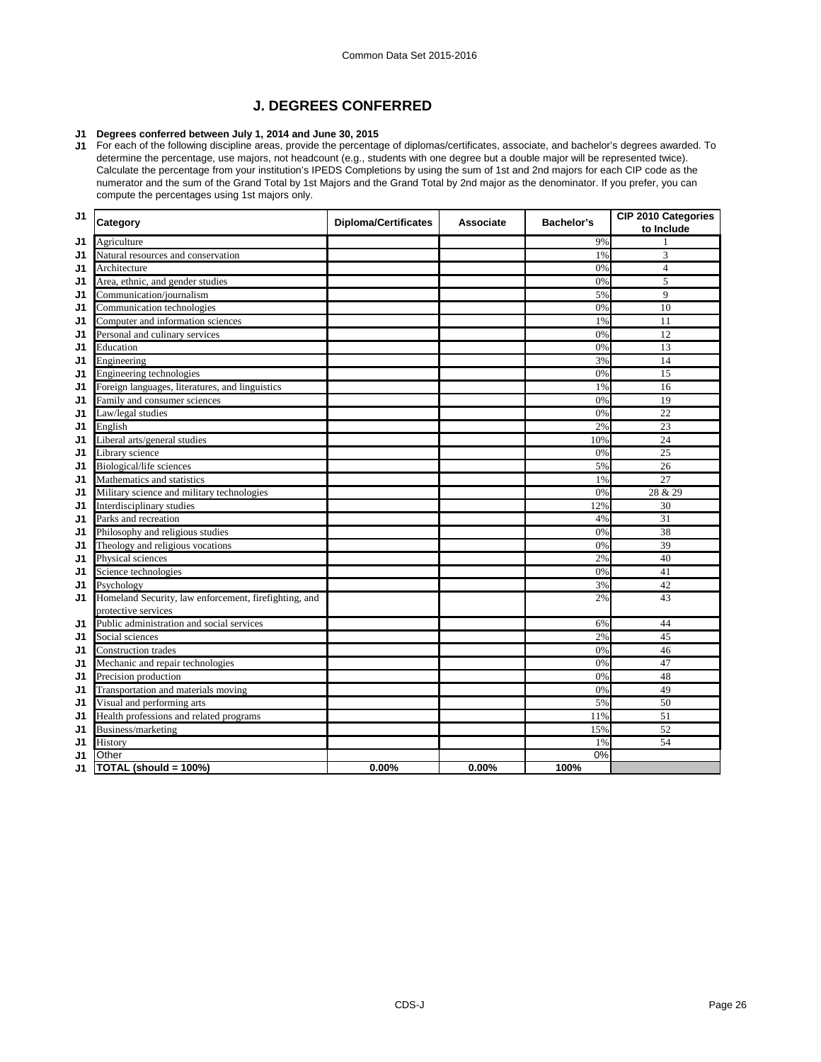## J. DEGREES CONFERRED

**J1 Degrees conferred between July 1, 2014 and June 30, 2015**

J1 For each of the following discipline areas, provide the percentage of diplomas/certificates, associate, and bachelor's degrees awarded. To determine the percentage, use majors, not headcount (e.g., students with one degree but a double major will be represented twice). Calculate the percentage from your institution's IPEDS Completions by using the sum of 1st and 2nd majors for each CIP code as the numerator and the sum of the Grand Total by 1st Majors and the Grand Total by 2nd major as the denominator. If you prefer, you can compute the percentages using 1st majors only.

| J1 | Category | Diploma/Certificates | Associate | Bachelor's | CIP 2010 Categories to Include |
|---|---|---|---|---|---|
| J1 | Agriculture | | | 9% | 1 |
| J1 | Natural resources and conservation | | | 1% | 3 |
| J1 | Architecture | | | 0% | 4 |
| J1 | Area, ethnic, and gender studies | | | 0% | 5 |
| J1 | Communication/journalism | | | 5% | 9 |
| J1 | Communication technologies | | | 0% | 10 |
| J1 | Computer and information sciences | | | 1% | 11 |
| J1 | Personal and culinary services | | | 0% | 12 |
| J1 | Education | | | 0% | 13 |
| J1 | Engineering | | | 3% | 14 |
| J1 | Engineering technologies | | | 0% | 15 |
| J1 | Foreign languages, literatures, and linguistics | | | 1% | 16 |
| J1 | Family and consumer sciences | | | 0% | 19 |
| J1 | Law/legal studies | | | 0% | 22 |
| J1 | English | | | 2% | 23 |
| J1 | Liberal arts/general studies | | | 10% | 24 |
| J1 | Library science | | | 0% | 25 |
| J1 | Biological/life sciences | | | 5% | 26 |
| J1 | Mathematics and statistics | | | 1% | 27 |
| J1 | Military science and military technologies | | | 0% | 28 & 29 |
| J1 | Interdisciplinary studies | | | 12% | 30 |
| J1 | Parks and recreation | | | 4% | 31 |
| J1 | Philosophy and religious studies | | | 0% | 38 |
| J1 | Theology and religious vocations | | | 0% | 39 |
| J1 | Physical sciences | | | 2% | 40 |
| J1 | Science technologies | | | 0% | 41 |
| J1 | Psychology | | | 3% | 42 |
| J1 | Homeland Security, law enforcement, firefighting, and protective services | | | 2% | 43 |
| J1 | Public administration and social services | | | 6% | 44 |
| J1 | Social sciences | | | 2% | 45 |
| J1 | Construction trades | | | 0% | 46 |
| J1 | Mechanic and repair technologies | | | 0% | 47 |
| J1 | Precision production | | | 0% | 48 |
| J1 | Transportation and materials moving | | | 0% | 49 |
| J1 | Visual and performing arts | | | 5% | 50 |
| J1 | Health professions and related programs | | | 11% | 51 |
| J1 | Business/marketing | | | 15% | 52 |
| J1 | History | | | 1% | 54 |
| J1 | Other | | | 0% | |
| J1 | **TOTAL (should = 100%)** | **0.00%** | **0.00%** | **100%** | |